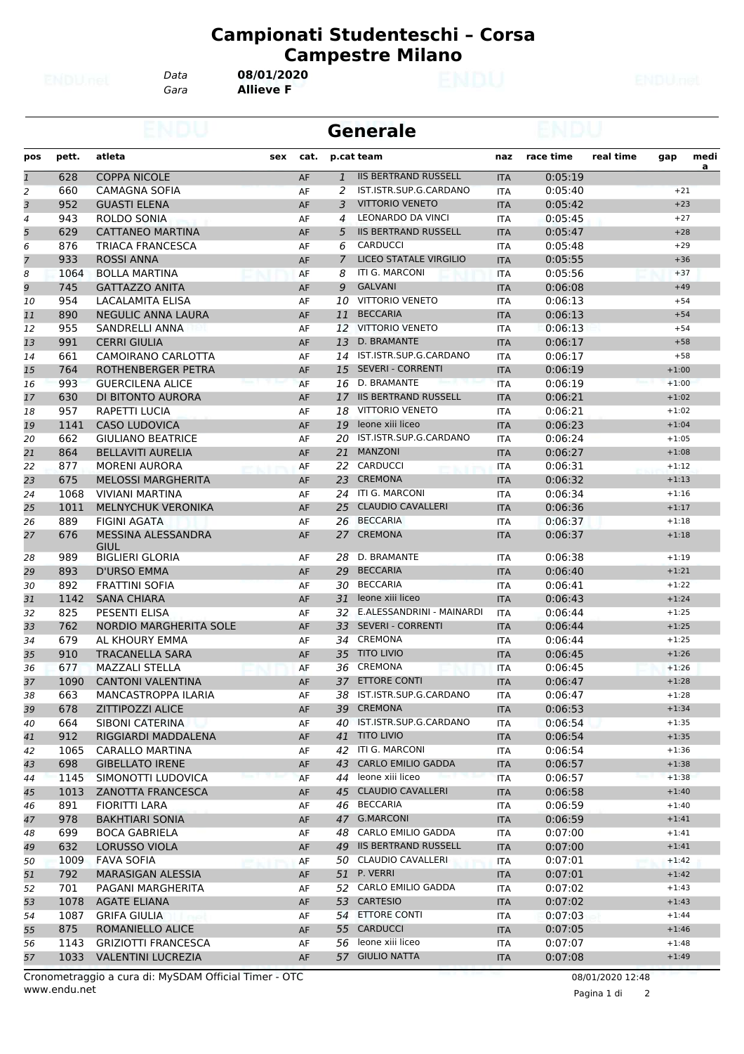# Campionati Studenteschi – Corsa Campestre Milano

*Data* **08/01/2020**
*Gara* **Allieve F**

## Generale

| pos | pett. | atleta | sex | cat. | p.cat | team | naz | race time | real time | gap | media |
|---|---|---|---|---|---|---|---|---|---|---|---|
| 1 | 628 | COPPA NICOLE | | AF | 1 | IIS BERTRAND RUSSELL | ITA | 0:05:19 | | | |
| 2 | 660 | CAMAGNA SOFIA | | AF | 2 | IST.ISTR.SUP.G.CARDANO | ITA | 0:05:40 | | +21 | |
| 3 | 952 | GUASTI ELENA | | AF | 3 | VITTORIO VENETO | ITA | 0:05:42 | | +23 | |
| 4 | 943 | ROLDO SONIA | | AF | 4 | LEONARDO DA VINCI | ITA | 0:05:45 | | +27 | |
| 5 | 629 | CATTANEO MARTINA | | AF | 5 | IIS BERTRAND RUSSELL | ITA | 0:05:47 | | +28 | |
| 6 | 876 | TRIACA FRANCESCA | | AF | 6 | CARDUCCI | ITA | 0:05:48 | | +29 | |
| 7 | 933 | ROSSI ANNA | | AF | 7 | LICEO STATALE VIRGILIO | ITA | 0:05:55 | | +36 | |
| 8 | 1064 | BOLLA MARTINA | | AF | 8 | ITI G. MARCONI | ITA | 0:05:56 | | +37 | |
| 9 | 745 | GATTAZZO ANITA | | AF | 9 | GALVANI | ITA | 0:06:08 | | +49 | |
| 10 | 954 | LACALAMITA ELISA | | AF | 10 | VITTORIO VENETO | ITA | 0:06:13 | | +54 | |
| 11 | 890 | NEGULIC ANNA LAURA | | AF | 11 | BECCARIA | ITA | 0:06:13 | | +54 | |
| 12 | 955 | SANDRELLI ANNA | | AF | 12 | VITTORIO VENETO | ITA | 0:06:13 | | +54 | |
| 13 | 991 | CERRI GIULIA | | AF | 13 | D. BRAMANTE | ITA | 0:06:17 | | +58 | |
| 14 | 661 | CAMOIRANO CARLOTTA | | AF | 14 | IST.ISTR.SUP.G.CARDANO | ITA | 0:06:17 | | +58 | |
| 15 | 764 | ROTHENBERGER PETRA | | AF | 15 | SEVERI - CORRENTI | ITA | 0:06:19 | | +1:00 | |
| 16 | 993 | GUERCILENA ALICE | | AF | 16 | D. BRAMANTE | ITA | 0:06:19 | | +1:00 | |
| 17 | 630 | DI BITONTO AURORA | | AF | 17 | IIS BERTRAND RUSSELL | ITA | 0:06:21 | | +1:02 | |
| 18 | 957 | RAPETTI LUCIA | | AF | 18 | VITTORIO VENETO | ITA | 0:06:21 | | +1:02 | |
| 19 | 1141 | CASO LUDOVICA | | AF | 19 | leone xiii liceo | ITA | 0:06:23 | | +1:04 | |
| 20 | 662 | GIULIANO BEATRICE | | AF | 20 | IST.ISTR.SUP.G.CARDANO | ITA | 0:06:24 | | +1:05 | |
| 21 | 864 | BELLAVITI AURELIA | | AF | 21 | MANZONI | ITA | 0:06:27 | | +1:08 | |
| 22 | 877 | MORENI AURORA | | AF | 22 | CARDUCCI | ITA | 0:06:31 | | +1:12 | |
| 23 | 675 | MELOSSI MARGHERITA | | AF | 23 | CREMONA | ITA | 0:06:32 | | +1:13 | |
| 24 | 1068 | VIVIANI MARTINA | | AF | 24 | ITI G. MARCONI | ITA | 0:06:34 | | +1:16 | |
| 25 | 1011 | MELNYCHUK VERONIKA | | AF | 25 | CLAUDIO CAVALLERI | ITA | 0:06:36 | | +1:17 | |
| 26 | 889 | FIGINI AGATA | | AF | 26 | BECCARIA | ITA | 0:06:37 | | +1:18 | |
| 27 | 676 | MESSINA ALESSANDRA GIUL | | AF | 27 | CREMONA | ITA | 0:06:37 | | +1:18 | |
| 28 | 989 | BIGLIERI GLORIA | | AF | 28 | D. BRAMANTE | ITA | 0:06:38 | | +1:19 | |
| 29 | 893 | D'URSO EMMA | | AF | 29 | BECCARIA | ITA | 0:06:40 | | +1:21 | |
| 30 | 892 | FRATTINI SOFIA | | AF | 30 | BECCARIA | ITA | 0:06:41 | | +1:22 | |
| 31 | 1142 | SANA CHIARA | | AF | 31 | leone xiii liceo | ITA | 0:06:43 | | +1:24 | |
| 32 | 825 | PESENTI ELISA | | AF | 32 | E.ALESSANDRINI - MAINARDI | ITA | 0:06:44 | | +1:25 | |
| 33 | 762 | NORDIO MARGHERITA SOLE | | AF | 33 | SEVERI - CORRENTI | ITA | 0:06:44 | | +1:25 | |
| 34 | 679 | AL KHOURY EMMA | | AF | 34 | CREMONA | ITA | 0:06:44 | | +1:25 | |
| 35 | 910 | TRACANELLA SARA | | AF | 35 | TITO LIVIO | ITA | 0:06:45 | | +1:26 | |
| 36 | 677 | MAZZALI STELLA | | AF | 36 | CREMONA | ITA | 0:06:45 | | +1:26 | |
| 37 | 1090 | CANTONI VALENTINA | | AF | 37 | ETTORE CONTI | ITA | 0:06:47 | | +1:28 | |
| 38 | 663 | MANCASTROPPA ILARIA | | AF | 38 | IST.ISTR.SUP.G.CARDANO | ITA | 0:06:47 | | +1:28 | |
| 39 | 678 | ZITTIPOZZI ALICE | | AF | 39 | CREMONA | ITA | 0:06:53 | | +1:34 | |
| 40 | 664 | SIBONI CATERINA | | AF | 40 | IST.ISTR.SUP.G.CARDANO | ITA | 0:06:54 | | +1:35 | |
| 41 | 912 | RIGGIARDI MADDALENA | | AF | 41 | TITO LIVIO | ITA | 0:06:54 | | +1:35 | |
| 42 | 1065 | CARALLO MARTINA | | AF | 42 | ITI G. MARCONI | ITA | 0:06:54 | | +1:36 | |
| 43 | 698 | GIBELLATO IRENE | | AF | 43 | CARLO EMILIO GADDA | ITA | 0:06:57 | | +1:38 | |
| 44 | 1145 | SIMONOTTI LUDOVICA | | AF | 44 | leone xiii liceo | ITA | 0:06:57 | | +1:38 | |
| 45 | 1013 | ZANOTTA FRANCESCA | | AF | 45 | CLAUDIO CAVALLERI | ITA | 0:06:58 | | +1:40 | |
| 46 | 891 | FIORITTI LARA | | AF | 46 | BECCARIA | ITA | 0:06:59 | | +1:40 | |
| 47 | 978 | BAKHTIARI SONIA | | AF | 47 | G.MARCONI | ITA | 0:06:59 | | +1:41 | |
| 48 | 699 | BOCA GABRIELA | | AF | 48 | CARLO EMILIO GADDA | ITA | 0:07:00 | | +1:41 | |
| 49 | 632 | LORUSSO VIOLA | | AF | 49 | IIS BERTRAND RUSSELL | ITA | 0:07:00 | | +1:41 | |
| 50 | 1009 | FAVA SOFIA | | AF | 50 | CLAUDIO CAVALLERI | ITA | 0:07:01 | | +1:42 | |
| 51 | 792 | MARASIGAN ALESSIA | | AF | 51 | P. VERRI | ITA | 0:07:01 | | +1:42 | |
| 52 | 701 | PAGANI MARGHERITA | | AF | 52 | CARLO EMILIO GADDA | ITA | 0:07:02 | | +1:43 | |
| 53 | 1078 | AGATE ELIANA | | AF | 53 | CARTESIO | ITA | 0:07:02 | | +1:43 | |
| 54 | 1087 | GRIFA GIULIA | | AF | 54 | ETTORE CONTI | ITA | 0:07:03 | | +1:44 | |
| 55 | 875 | ROMANIELLO ALICE | | AF | 55 | CARDUCCI | ITA | 0:07:05 | | +1:46 | |
| 56 | 1143 | GRIZIOTTI FRANCESCA | | AF | 56 | leone xiii liceo | ITA | 0:07:07 | | +1:48 | |
| 57 | 1033 | VALENTINI LUCREZIA | | AF | 57 | GIULIO NATTA | ITA | 0:07:08 | | +1:49 | |

Cronometraggio a cura di: MySDAM Official Timer - OTC
www.endu.net

08/01/2020 12:48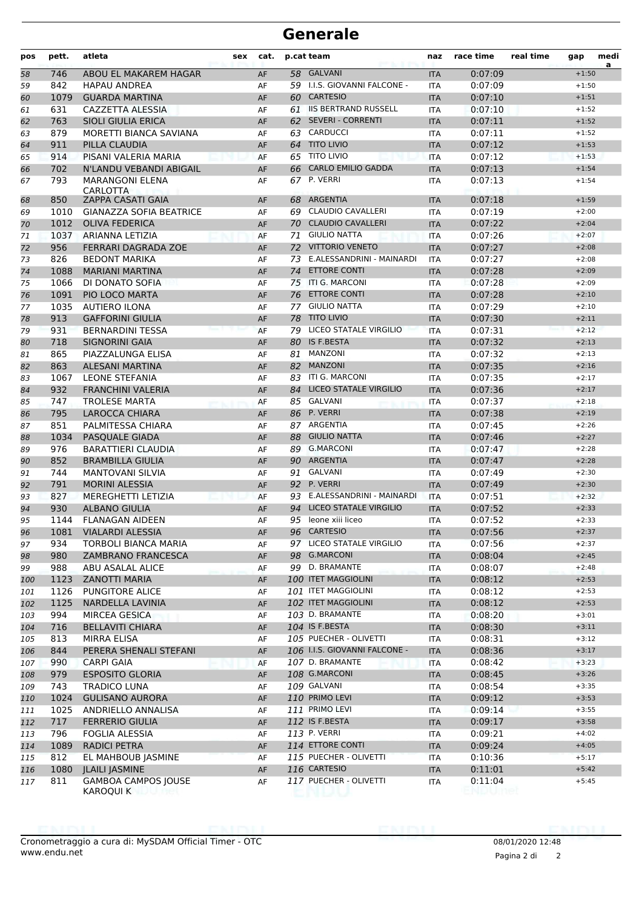# Generale

| pos | pett. | atleta | sex | cat. | p.cat | team | naz | race time | real time | gap | media |
|---|---|---|---|---|---|---|---|---|---|---|---|
| 58 | 746 | ABOU EL MAKAREM HAGAR | | AF | 58 | GALVANI | ITA | 0:07:09 | | +1:50 | |
| 59 | 842 | HAPAU ANDREA | | AF | 59 | I.I.S. GIOVANNI FALCONE - | ITA | 0:07:09 | | +1:50 | |
| 60 | 1079 | GUARDA MARTINA | | AF | 60 | CARTESIO | ITA | 0:07:10 | | +1:51 | |
| 61 | 631 | CAZZETTA ALESSIA | | AF | 61 | IIS BERTRAND RUSSELL | ITA | 0:07:10 | | +1:52 | |
| 62 | 763 | SIOLI GIULIA ERICA | | AF | 62 | SEVERI - CORRENTI | ITA | 0:07:11 | | +1:52 | |
| 63 | 879 | MORETTI BIANCA SAVIANA | | AF | 63 | CARDUCCI | ITA | 0:07:11 | | +1:52 | |
| 64 | 911 | PILLA CLAUDIA | | AF | 64 | TITO LIVIO | ITA | 0:07:12 | | +1:53 | |
| 65 | 914 | PISANI VALERIA MARIA | | AF | 65 | TITO LIVIO | ITA | 0:07:12 | | +1:53 | |
| 66 | 702 | N'LANDU VEBANDI ABIGAIL | | AF | 66 | CARLO EMILIO GADDA | ITA | 0:07:13 | | +1:54 | |
| 67 | 793 | MARANGONI ELENA CARLOTTA | | AF | 67 | P. VERRI | ITA | 0:07:13 | | +1:54 | |
| 68 | 850 | ZAPPA CASATI GAIA | | AF | 68 | ARGENTIA | ITA | 0:07:18 | | +1:59 | |
| 69 | 1010 | GIANAZZA SOFIA BEATRICE | | AF | 69 | CLAUDIO CAVALLERI | ITA | 0:07:19 | | +2:00 | |
| 70 | 1012 | OLIVA FEDERICA | | AF | 70 | CLAUDIO CAVALLERI | ITA | 0:07:22 | | +2:04 | |
| 71 | 1037 | ARIANNA LETIZIA | | AF | 71 | GIULIO NATTA | ITA | 0:07:26 | | +2:07 | |
| 72 | 956 | FERRARI DAGRADA ZOE | | AF | 72 | VITTORIO VENETO | ITA | 0:07:27 | | +2:08 | |
| 73 | 826 | BEDONT MARIKA | | AF | 73 | E.ALESSANDRINI - MAINARDI | ITA | 0:07:27 | | +2:08 | |
| 74 | 1088 | MARIANI MARTINA | | AF | 74 | ETTORE CONTI | ITA | 0:07:28 | | +2:09 | |
| 75 | 1066 | DI DONATO SOFIA | | AF | 75 | ITI G. MARCONI | ITA | 0:07:28 | | +2:09 | |
| 76 | 1091 | PIO LOCO MARTA | | AF | 76 | ETTORE CONTI | ITA | 0:07:28 | | +2:10 | |
| 77 | 1035 | AUTIERO ILONA | | AF | 77 | GIULIO NATTA | ITA | 0:07:29 | | +2:10 | |
| 78 | 913 | GAFFORINI GIULIA | | AF | 78 | TITO LIVIO | ITA | 0:07:30 | | +2:11 | |
| 79 | 931 | BERNARDINI TESSA | | AF | 79 | LICEO STATALE VIRGILIO | ITA | 0:07:31 | | +2:12 | |
| 80 | 718 | SIGNORINI GAIA | | AF | 80 | IS F.BESTA | ITA | 0:07:32 | | +2:13 | |
| 81 | 865 | PIAZZALUNGA ELISA | | AF | 81 | MANZONI | ITA | 0:07:32 | | +2:13 | |
| 82 | 863 | ALESANI MARTINA | | AF | 82 | MANZONI | ITA | 0:07:35 | | +2:16 | |
| 83 | 1067 | LEONE STEFANIA | | AF | 83 | ITI G. MARCONI | ITA | 0:07:35 | | +2:17 | |
| 84 | 932 | FRANCHINI VALERIA | | AF | 84 | LICEO STATALE VIRGILIO | ITA | 0:07:36 | | +2:17 | |
| 85 | 747 | TROLESE MARTA | | AF | 85 | GALVANI | ITA | 0:07:37 | | +2:18 | |
| 86 | 795 | LAROCCA CHIARA | | AF | 86 | P. VERRI | ITA | 0:07:38 | | +2:19 | |
| 87 | 851 | PALMITESSA CHIARA | | AF | 87 | ARGENTIA | ITA | 0:07:45 | | +2:26 | |
| 88 | 1034 | PASQUALE GIADA | | AF | 88 | GIULIO NATTA | ITA | 0:07:46 | | +2:27 | |
| 89 | 976 | BARATTIERI CLAUDIA | | AF | 89 | G.MARCONI | ITA | 0:07:47 | | +2:28 | |
| 90 | 852 | BRAMBILLA GIULIA | | AF | 90 | ARGENTIA | ITA | 0:07:47 | | +2:28 | |
| 91 | 744 | MANTOVANI SILVIA | | AF | 91 | GALVANI | ITA | 0:07:49 | | +2:30 | |
| 92 | 791 | MORINI ALESSIA | | AF | 92 | P. VERRI | ITA | 0:07:49 | | +2:30 | |
| 93 | 827 | MEREGHETTI LETIZIA | | AF | 93 | E.ALESSANDRINI - MAINARDI | ITA | 0:07:51 | | +2:32 | |
| 94 | 930 | ALBANO GIULIA | | AF | 94 | LICEO STATALE VIRGILIO | ITA | 0:07:52 | | +2:33 | |
| 95 | 1144 | FLANAGAN AIDEEN | | AF | 95 | leone xiii liceo | ITA | 0:07:52 | | +2:33 | |
| 96 | 1081 | VIALARDI ALESSIA | | AF | 96 | CARTESIO | ITA | 0:07:56 | | +2:37 | |
| 97 | 934 | TORBOLI BIANCA MARIA | | AF | 97 | LICEO STATALE VIRGILIO | ITA | 0:07:56 | | +2:37 | |
| 98 | 980 | ZAMBRANO FRANCESCA | | AF | 98 | G.MARCONI | ITA | 0:08:04 | | +2:45 | |
| 99 | 988 | ABU ASALAL ALICE | | AF | 99 | D. BRAMANTE | ITA | 0:08:07 | | +2:48 | |
| 100 | 1123 | ZANOTTI MARIA | | AF | 100 | ITET MAGGIOLINI | ITA | 0:08:12 | | +2:53 | |
| 101 | 1126 | PUNGITORE ALICE | | AF | 101 | ITET MAGGIOLINI | ITA | 0:08:12 | | +2:53 | |
| 102 | 1125 | NARDELLA LAVINIA | | AF | 102 | ITET MAGGIOLINI | ITA | 0:08:12 | | +2:53 | |
| 103 | 994 | MIRCEA GESICA | | AF | 103 | D. BRAMANTE | ITA | 0:08:20 | | +3:01 | |
| 104 | 716 | BELLAVITI CHIARA | | AF | 104 | IS F.BESTA | ITA | 0:08:30 | | +3:11 | |
| 105 | 813 | MIRRA ELISA | | AF | 105 | PUECHER - OLIVETTI | ITA | 0:08:31 | | +3:12 | |
| 106 | 844 | PERERA SHENALI STEFANI | | AF | 106 | I.I.S. GIOVANNI FALCONE - | ITA | 0:08:36 | | +3:17 | |
| 107 | 990 | CARPI GAIA | | AF | 107 | D. BRAMANTE | ITA | 0:08:42 | | +3:23 | |
| 108 | 979 | ESPOSITO GLORIA | | AF | 108 | G.MARCONI | ITA | 0:08:45 | | +3:26 | |
| 109 | 743 | TRADICO LUNA | | AF | 109 | GALVANI | ITA | 0:08:54 | | +3:35 | |
| 110 | 1024 | GULISANO AURORA | | AF | 110 | PRIMO LEVI | ITA | 0:09:12 | | +3:53 | |
| 111 | 1025 | ANDRIELLO ANNALISA | | AF | 111 | PRIMO LEVI | ITA | 0:09:14 | | +3:55 | |
| 112 | 717 | FERRERIO GIULIA | | AF | 112 | IS F.BESTA | ITA | 0:09:17 | | +3:58 | |
| 113 | 796 | FOGLIA ALESSIA | | AF | 113 | P. VERRI | ITA | 0:09:21 | | +4:02 | |
| 114 | 1089 | RADICI PETRA | | AF | 114 | ETTORE CONTI | ITA | 0:09:24 | | +4:05 | |
| 115 | 812 | EL MAHBOUB JASMINE | | AF | 115 | PUECHER - OLIVETTI | ITA | 0:10:36 | | +5:17 | |
| 116 | 1080 | JLAILI JASMINE | | AF | 116 | CARTESIO | ITA | 0:11:01 | | +5:42 | |
| 117 | 811 | GAMBOA CAMPOS JOUSE KAROQUI K | | AF | 117 | PUECHER - OLIVETTI | ITA | 0:11:04 | | +5:45 | |

Cronometraggio a cura di: MySDAM Official Timer - OTC
www.endu.net

08/01/2020 12:48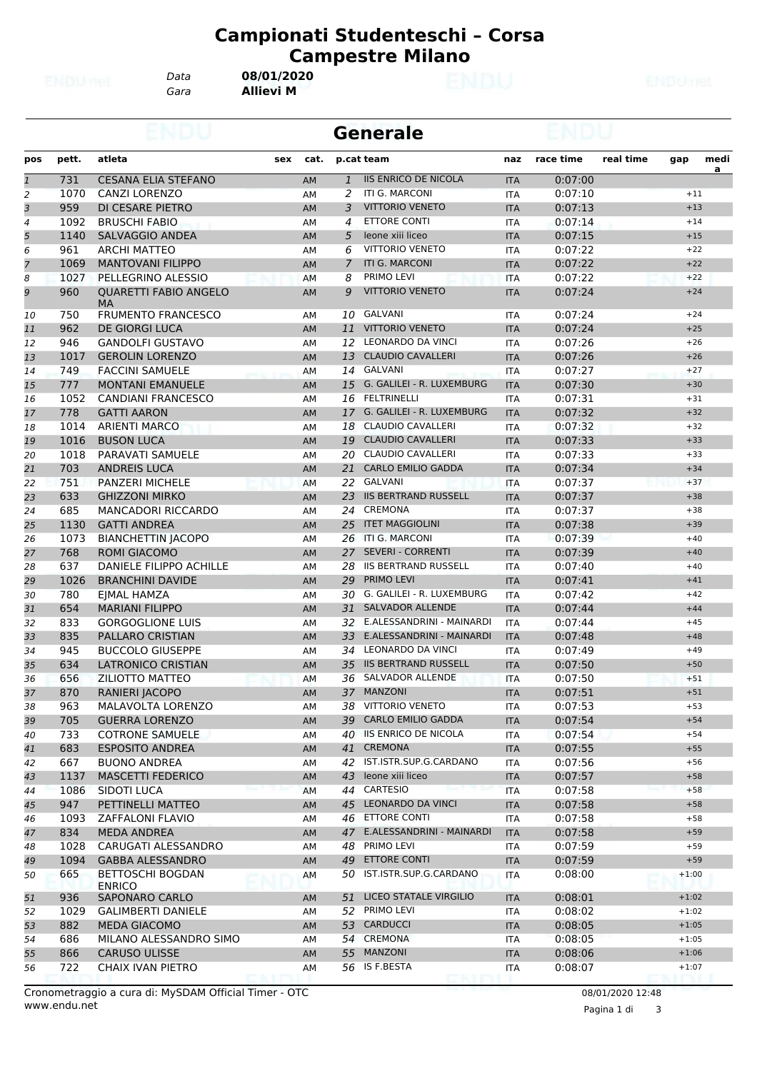# Campionati Studenteschi – Corsa Campestre Milano

Data **08/01/2020**
Gara **Allievi M**

## Generale

| pos | pett. | atleta | sex | cat. | p.cat | team | naz | race time | real time | gap | media |
|---|---|---|---|---|---|---|---|---|---|---|---|
| 1 | 731 | CESANA ELIA STEFANO | | AM | 1 | IIS ENRICO DE NICOLA | ITA | 0:07:00 | | | |
| 2 | 1070 | CANZI LORENZO | | AM | 2 | ITI G. MARCONI | ITA | 0:07:10 | | +11 | |
| 3 | 959 | DI CESARE PIETRO | | AM | 3 | VITTORIO VENETO | ITA | 0:07:13 | | +13 | |
| 4 | 1092 | BRUSCHI FABIO | | AM | 4 | ETTORE CONTI | ITA | 0:07:14 | | +14 | |
| 5 | 1140 | SALVAGGIO ANDEA | | AM | 5 | leone xiii liceo | ITA | 0:07:15 | | +15 | |
| 6 | 961 | ARCHI MATTEO | | AM | 6 | VITTORIO VENETO | ITA | 0:07:22 | | +22 | |
| 7 | 1069 | MANTOVANI FILIPPO | | AM | 7 | ITI G. MARCONI | ITA | 0:07:22 | | +22 | |
| 8 | 1027 | PELLEGRINO ALESSIO | | AM | 8 | PRIMO LEVI | ITA | 0:07:22 | | +22 | |
| 9 | 960 | QUARETTI FABIO ANGELO MA | | AM | 9 | VITTORIO VENETO | ITA | 0:07:24 | | +24 | |
| 10 | 750 | FRUMENTO FRANCESCO | | AM | 10 | GALVANI | ITA | 0:07:24 | | +24 | |
| 11 | 962 | DE GIORGI LUCA | | AM | 11 | VITTORIO VENETO | ITA | 0:07:24 | | +25 | |
| 12 | 946 | GANDOLFI GUSTAVO | | AM | 12 | LEONARDO DA VINCI | ITA | 0:07:26 | | +26 | |
| 13 | 1017 | GEROLIN LORENZO | | AM | 13 | CLAUDIO CAVALLERI | ITA | 0:07:26 | | +26 | |
| 14 | 749 | FACCINI SAMUELE | | AM | 14 | GALVANI | ITA | 0:07:27 | | +27 | |
| 15 | 777 | MONTANI EMANUELE | | AM | 15 | G. GALILEI - R. LUXEMBURG | ITA | 0:07:30 | | +30 | |
| 16 | 1052 | CANDIANI FRANCESCO | | AM | 16 | FELTRINELLI | ITA | 0:07:31 | | +31 | |
| 17 | 778 | GATTI AARON | | AM | 17 | G. GALILEI - R. LUXEMBURG | ITA | 0:07:32 | | +32 | |
| 18 | 1014 | ARIENTI MARCO | | AM | 18 | CLAUDIO CAVALLERI | ITA | 0:07:32 | | +32 | |
| 19 | 1016 | BUSON LUCA | | AM | 19 | CLAUDIO CAVALLERI | ITA | 0:07:33 | | +33 | |
| 20 | 1018 | PARAVATI SAMUELE | | AM | 20 | CLAUDIO CAVALLERI | ITA | 0:07:33 | | +33 | |
| 21 | 703 | ANDREIS LUCA | | AM | 21 | CARLO EMILIO GADDA | ITA | 0:07:34 | | +34 | |
| 22 | 751 | PANZERI MICHELE | | AM | 22 | GALVANI | ITA | 0:07:37 | | +37 | |
| 23 | 633 | GHIZZONI MIRKO | | AM | 23 | IIS BERTRAND RUSSELL | ITA | 0:07:37 | | +38 | |
| 24 | 685 | MANCADORI RICCARDO | | AM | 24 | CREMONA | ITA | 0:07:37 | | +38 | |
| 25 | 1130 | GATTI ANDREA | | AM | 25 | ITET MAGGIOLINI | ITA | 0:07:38 | | +39 | |
| 26 | 1073 | BIANCHETTIN JACOPO | | AM | 26 | ITI G. MARCONI | ITA | 0:07:39 | | +40 | |
| 27 | 768 | ROMI GIACOMO | | AM | 27 | SEVERI - CORRENTI | ITA | 0:07:39 | | +40 | |
| 28 | 637 | DANIELE FILIPPO ACHILLE | | AM | 28 | IIS BERTRAND RUSSELL | ITA | 0:07:40 | | +40 | |
| 29 | 1026 | BRANCHINI DAVIDE | | AM | 29 | PRIMO LEVI | ITA | 0:07:41 | | +41 | |
| 30 | 780 | EJMAL HAMZA | | AM | 30 | G. GALILEI - R. LUXEMBURG | ITA | 0:07:42 | | +42 | |
| 31 | 654 | MARIANI FILIPPO | | AM | 31 | SALVADOR ALLENDE | ITA | 0:07:44 | | +44 | |
| 32 | 833 | GORGOGLIONE LUIS | | AM | 32 | E.ALESSANDRINI - MAINARDI | ITA | 0:07:44 | | +45 | |
| 33 | 835 | PALLARO CRISTIAN | | AM | 33 | E.ALESSANDRINI - MAINARDI | ITA | 0:07:48 | | +48 | |
| 34 | 945 | BUCCOLO GIUSEPPE | | AM | 34 | LEONARDO DA VINCI | ITA | 0:07:49 | | +49 | |
| 35 | 634 | LATRONICO CRISTIAN | | AM | 35 | IIS BERTRAND RUSSELL | ITA | 0:07:50 | | +50 | |
| 36 | 656 | ZILIOTTO MATTEO | | AM | 36 | SALVADOR ALLENDE | ITA | 0:07:50 | | +51 | |
| 37 | 870 | RANIERI JACOPO | | AM | 37 | MANZONI | ITA | 0:07:51 | | +51 | |
| 38 | 963 | MALAVOLTA LORENZO | | AM | 38 | VITTORIO VENETO | ITA | 0:07:53 | | +53 | |
| 39 | 705 | GUERRA LORENZO | | AM | 39 | CARLO EMILIO GADDA | ITA | 0:07:54 | | +54 | |
| 40 | 733 | COTRONE SAMUELE | | AM | 40 | IIS ENRICO DE NICOLA | ITA | 0:07:54 | | +54 | |
| 41 | 683 | ESPOSITO ANDREA | | AM | 41 | CREMONA | ITA | 0:07:55 | | +55 | |
| 42 | 667 | BUONO ANDREA | | AM | 42 | IST.ISTR.SUP.G.CARDANO | ITA | 0:07:56 | | +56 | |
| 43 | 1137 | MASCETTI FEDERICO | | AM | 43 | leone xiii liceo | ITA | 0:07:57 | | +58 | |
| 44 | 1086 | SIDOTI LUCA | | AM | 44 | CARTESIO | ITA | 0:07:58 | | +58 | |
| 45 | 947 | PETTINELLI MATTEO | | AM | 45 | LEONARDO DA VINCI | ITA | 0:07:58 | | +58 | |
| 46 | 1093 | ZAFFALONI FLAVIO | | AM | 46 | ETTORE CONTI | ITA | 0:07:58 | | +58 | |
| 47 | 834 | MEDA ANDREA | | AM | 47 | E.ALESSANDRINI - MAINARDI | ITA | 0:07:58 | | +59 | |
| 48 | 1028 | CARUGATI ALESSANDRO | | AM | 48 | PRIMO LEVI | ITA | 0:07:59 | | +59 | |
| 49 | 1094 | GABBA ALESSANDRO | | AM | 49 | ETTORE CONTI | ITA | 0:07:59 | | +59 | |
| 50 | 665 | BETTOSCHI BOGDAN ENRICO | | AM | 50 | IST.ISTR.SUP.G.CARDANO | ITA | 0:08:00 | | +1:00 | |
| 51 | 936 | SAPONARO CARLO | | AM | 51 | LICEO STATALE VIRGILIO | ITA | 0:08:01 | | +1:02 | |
| 52 | 1029 | GALIMBERTI DANIELE | | AM | 52 | PRIMO LEVI | ITA | 0:08:02 | | +1:02 | |
| 53 | 882 | MEDA GIACOMO | | AM | 53 | CARDUCCI | ITA | 0:08:05 | | +1:05 | |
| 54 | 686 | MILANO ALESSANDRO SIMO | | AM | 54 | CREMONA | ITA | 0:08:05 | | +1:05 | |
| 55 | 866 | CARUSO ULISSE | | AM | 55 | MANZONI | ITA | 0:08:06 | | +1:06 | |
| 56 | 722 | CHAIX IVAN PIETRO | | AM | 56 | IS F.BESTA | ITA | 0:08:07 | | +1:07 | |

Cronometraggio a cura di: MySDAM Official Timer - OTC
www.endu.net

08/01/2020 12:48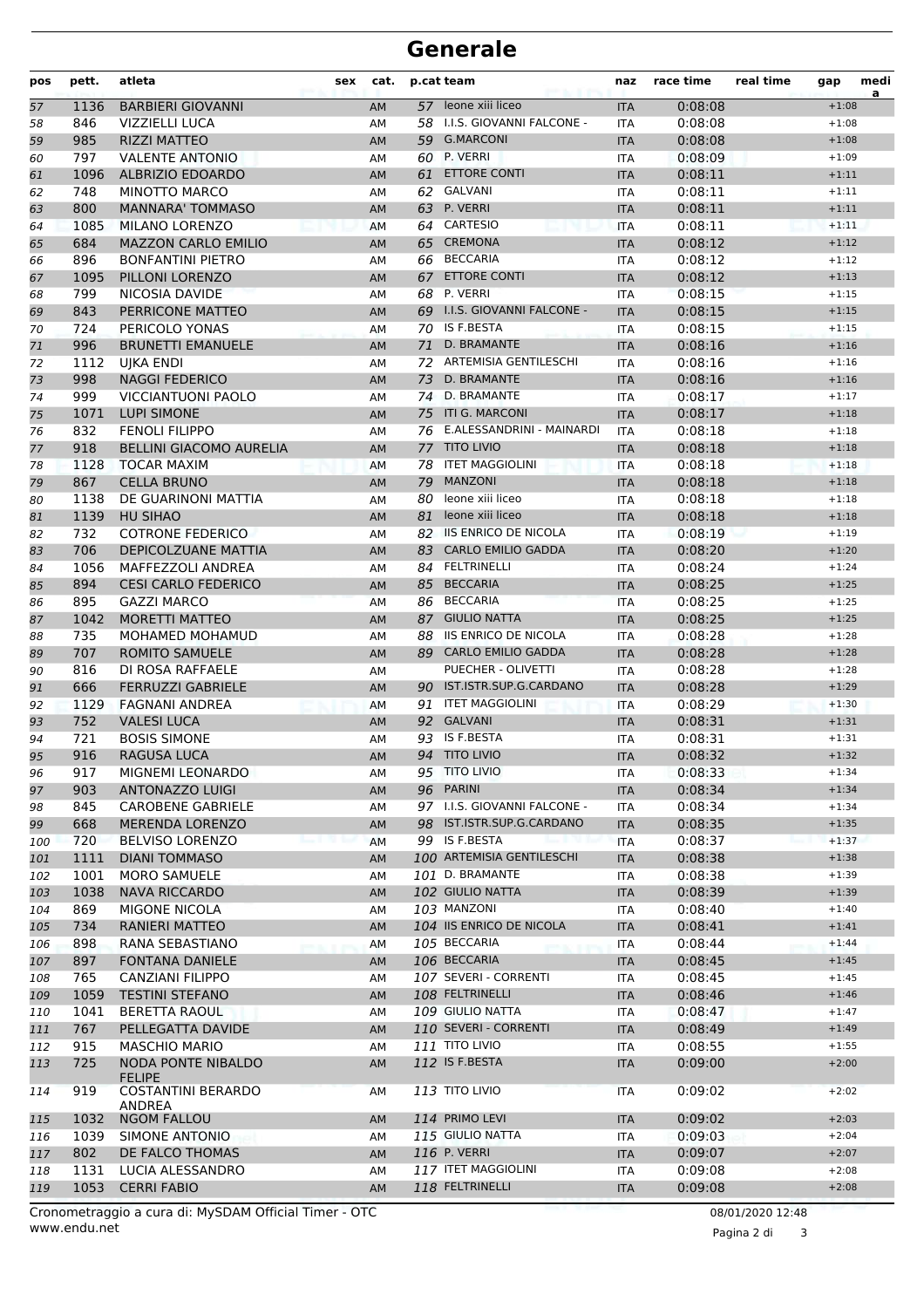# Generale

| pos | pett. | atleta | sex | cat. | p.cat | team | naz | race time | real time | gap | media |
|---|---|---|---|---|---|---|---|---|---|---|---|
| 57 | 1136 | BARBIERI GIOVANNI | | AM | 57 | leone xiii liceo | ITA | 0:08:08 | | +1:08 | |
| 58 | 846 | VIZZIELLI LUCA | | AM | 58 | I.I.S. GIOVANNI FALCONE - | ITA | 0:08:08 | | +1:08 | |
| 59 | 985 | RIZZI MATTEO | | AM | 59 | G.MARCONI | ITA | 0:08:08 | | +1:08 | |
| 60 | 797 | VALENTE ANTONIO | | AM | 60 | P. VERRI | ITA | 0:08:09 | | +1:09 | |
| 61 | 1096 | ALBRIZIO EDOARDO | | AM | 61 | ETTORE CONTI | ITA | 0:08:11 | | +1:11 | |
| 62 | 748 | MINOTTO MARCO | | AM | 62 | GALVANI | ITA | 0:08:11 | | +1:11 | |
| 63 | 800 | MANNARA' TOMMASO | | AM | 63 | P. VERRI | ITA | 0:08:11 | | +1:11 | |
| 64 | 1085 | MILANO LORENZO | | AM | 64 | CARTESIO | ITA | 0:08:11 | | +1:11 | |
| 65 | 684 | MAZZON CARLO EMILIO | | AM | 65 | CREMONA | ITA | 0:08:12 | | +1:12 | |
| 66 | 896 | BONFANTINI PIETRO | | AM | 66 | BECCARIA | ITA | 0:08:12 | | +1:12 | |
| 67 | 1095 | PILLONI LORENZO | | AM | 67 | ETTORE CONTI | ITA | 0:08:12 | | +1:13 | |
| 68 | 799 | NICOSIA DAVIDE | | AM | 68 | P. VERRI | ITA | 0:08:15 | | +1:15 | |
| 69 | 843 | PERRICONE MATTEO | | AM | 69 | I.I.S. GIOVANNI FALCONE - | ITA | 0:08:15 | | +1:15 | |
| 70 | 724 | PERICOLO YONAS | | AM | 70 | IS F.BESTA | ITA | 0:08:15 | | +1:15 | |
| 71 | 996 | BRUNETTI EMANUELE | | AM | 71 | D. BRAMANTE | ITA | 0:08:16 | | +1:16 | |
| 72 | 1112 | UJKA ENDI | | AM | 72 | ARTEMISIA GENTILESCHI | ITA | 0:08:16 | | +1:16 | |
| 73 | 998 | NAGGI FEDERICO | | AM | 73 | D. BRAMANTE | ITA | 0:08:16 | | +1:16 | |
| 74 | 999 | VICCIANTUONI PAOLO | | AM | 74 | D. BRAMANTE | ITA | 0:08:17 | | +1:17 | |
| 75 | 1071 | LUPI SIMONE | | AM | 75 | ITI G. MARCONI | ITA | 0:08:17 | | +1:18 | |
| 76 | 832 | FENOLI FILIPPO | | AM | 76 | E.ALESSANDRINI - MAINARDI | ITA | 0:08:18 | | +1:18 | |
| 77 | 918 | BELLINI GIACOMO AURELIA | | AM | 77 | TITO LIVIO | ITA | 0:08:18 | | +1:18 | |
| 78 | 1128 | TOCAR MAXIM | | AM | 78 | ITET MAGGIOLINI | ITA | 0:08:18 | | +1:18 | |
| 79 | 867 | CELLA BRUNO | | AM | 79 | MANZONI | ITA | 0:08:18 | | +1:18 | |
| 80 | 1138 | DE GUARINONI MATTIA | | AM | 80 | leone xiii liceo | ITA | 0:08:18 | | +1:18 | |
| 81 | 1139 | HU SIHAO | | AM | 81 | leone xiii liceo | ITA | 0:08:18 | | +1:18 | |
| 82 | 732 | COTRONE FEDERICO | | AM | 82 | IIS ENRICO DE NICOLA | ITA | 0:08:19 | | +1:19 | |
| 83 | 706 | DEPICOLZUANE MATTIA | | AM | 83 | CARLO EMILIO GADDA | ITA | 0:08:20 | | +1:20 | |
| 84 | 1056 | MAFFEZZOLI ANDREA | | AM | 84 | FELTRINELLI | ITA | 0:08:24 | | +1:24 | |
| 85 | 894 | CESI CARLO FEDERICO | | AM | 85 | BECCARIA | ITA | 0:08:25 | | +1:25 | |
| 86 | 895 | GAZZI MARCO | | AM | 86 | BECCARIA | ITA | 0:08:25 | | +1:25 | |
| 87 | 1042 | MORETTI MATTEO | | AM | 87 | GIULIO NATTA | ITA | 0:08:25 | | +1:25 | |
| 88 | 735 | MOHAMED MOHAMUD | | AM | 88 | IIS ENRICO DE NICOLA | ITA | 0:08:28 | | +1:28 | |
| 89 | 707 | ROMITO SAMUELE | | AM | 89 | CARLO EMILIO GADDA | ITA | 0:08:28 | | +1:28 | |
| 90 | 816 | DI ROSA RAFFAELE | | AM | | PUECHER - OLIVETTI | ITA | 0:08:28 | | +1:28 | |
| 91 | 666 | FERRUZZI GABRIELE | | AM | 90 | IST.ISTR.SUP.G.CARDANO | ITA | 0:08:28 | | +1:29 | |
| 92 | 1129 | FAGNANI ANDREA | | AM | 91 | ITET MAGGIOLINI | ITA | 0:08:29 | | +1:30 | |
| 93 | 752 | VALESI LUCA | | AM | 92 | GALVANI | ITA | 0:08:31 | | +1:31 | |
| 94 | 721 | BOSIS SIMONE | | AM | 93 | IS F.BESTA | ITA | 0:08:31 | | +1:31 | |
| 95 | 916 | RAGUSA LUCA | | AM | 94 | TITO LIVIO | ITA | 0:08:32 | | +1:32 | |
| 96 | 917 | MIGNEMI LEONARDO | | AM | 95 | TITO LIVIO | ITA | 0:08:33 | | +1:34 | |
| 97 | 903 | ANTONAZZO LUIGI | | AM | 96 | PARINI | ITA | 0:08:34 | | +1:34 | |
| 98 | 845 | CAROBENE GABRIELE | | AM | 97 | I.I.S. GIOVANNI FALCONE - | ITA | 0:08:34 | | +1:34 | |
| 99 | 668 | MERENDA LORENZO | | AM | 98 | IST.ISTR.SUP.G.CARDANO | ITA | 0:08:35 | | +1:35 | |
| 100 | 720 | BELVISO LORENZO | | AM | 99 | IS F.BESTA | ITA | 0:08:37 | | +1:37 | |
| 101 | 1111 | DIANI TOMMASO | | AM | 100 | ARTEMISIA GENTILESCHI | ITA | 0:08:38 | | +1:38 | |
| 102 | 1001 | MORO SAMUELE | | AM | 101 | D. BRAMANTE | ITA | 0:08:38 | | +1:39 | |
| 103 | 1038 | NAVA RICCARDO | | AM | 102 | GIULIO NATTA | ITA | 0:08:39 | | +1:39 | |
| 104 | 869 | MIGONE NICOLA | | AM | 103 | MANZONI | ITA | 0:08:40 | | +1:40 | |
| 105 | 734 | RANIERI MATTEO | | AM | 104 | IIS ENRICO DE NICOLA | ITA | 0:08:41 | | +1:41 | |
| 106 | 898 | RANA SEBASTIANO | | AM | 105 | BECCARIA | ITA | 0:08:44 | | +1:44 | |
| 107 | 897 | FONTANA DANIELE | | AM | 106 | BECCARIA | ITA | 0:08:45 | | +1:45 | |
| 108 | 765 | CANZIANI FILIPPO | | AM | 107 | SEVERI - CORRENTI | ITA | 0:08:45 | | +1:45 | |
| 109 | 1059 | TESTINI STEFANO | | AM | 108 | FELTRINELLI | ITA | 0:08:46 | | +1:46 | |
| 110 | 1041 | BERETTA RAOUL | | AM | 109 | GIULIO NATTA | ITA | 0:08:47 | | +1:47 | |
| 111 | 767 | PELLEGATTA DAVIDE | | AM | 110 | SEVERI - CORRENTI | ITA | 0:08:49 | | +1:49 | |
| 112 | 915 | MASCHIO MARIO | | AM | 111 | TITO LIVIO | ITA | 0:08:55 | | +1:55 | |
| 113 | 725 | NODA PONTE NIBALDO FELIPE | | AM | 112 | IS F.BESTA | ITA | 0:09:00 | | +2:00 | |
| 114 | 919 | COSTANTINI BERARDO ANDREA | | AM | 113 | TITO LIVIO | ITA | 0:09:02 | | +2:02 | |
| 115 | 1032 | NGOM FALLOU | | AM | 114 | PRIMO LEVI | ITA | 0:09:02 | | +2:03 | |
| 116 | 1039 | SIMONE ANTONIO | | AM | 115 | GIULIO NATTA | ITA | 0:09:03 | | +2:04 | |
| 117 | 802 | DE FALCO THOMAS | | AM | 116 | P. VERRI | ITA | 0:09:07 | | +2:07 | |
| 118 | 1131 | LUCIA ALESSANDRO | | AM | 117 | ITET MAGGIOLINI | ITA | 0:09:08 | | +2:08 | |
| 119 | 1053 | CERRI FABIO | | AM | 118 | FELTRINELLI | ITA | 0:09:08 | | +2:08 | |

Cronometraggio a cura di: MySDAM Official Timer - OTC
www.endu.net

08/01/2020 12:48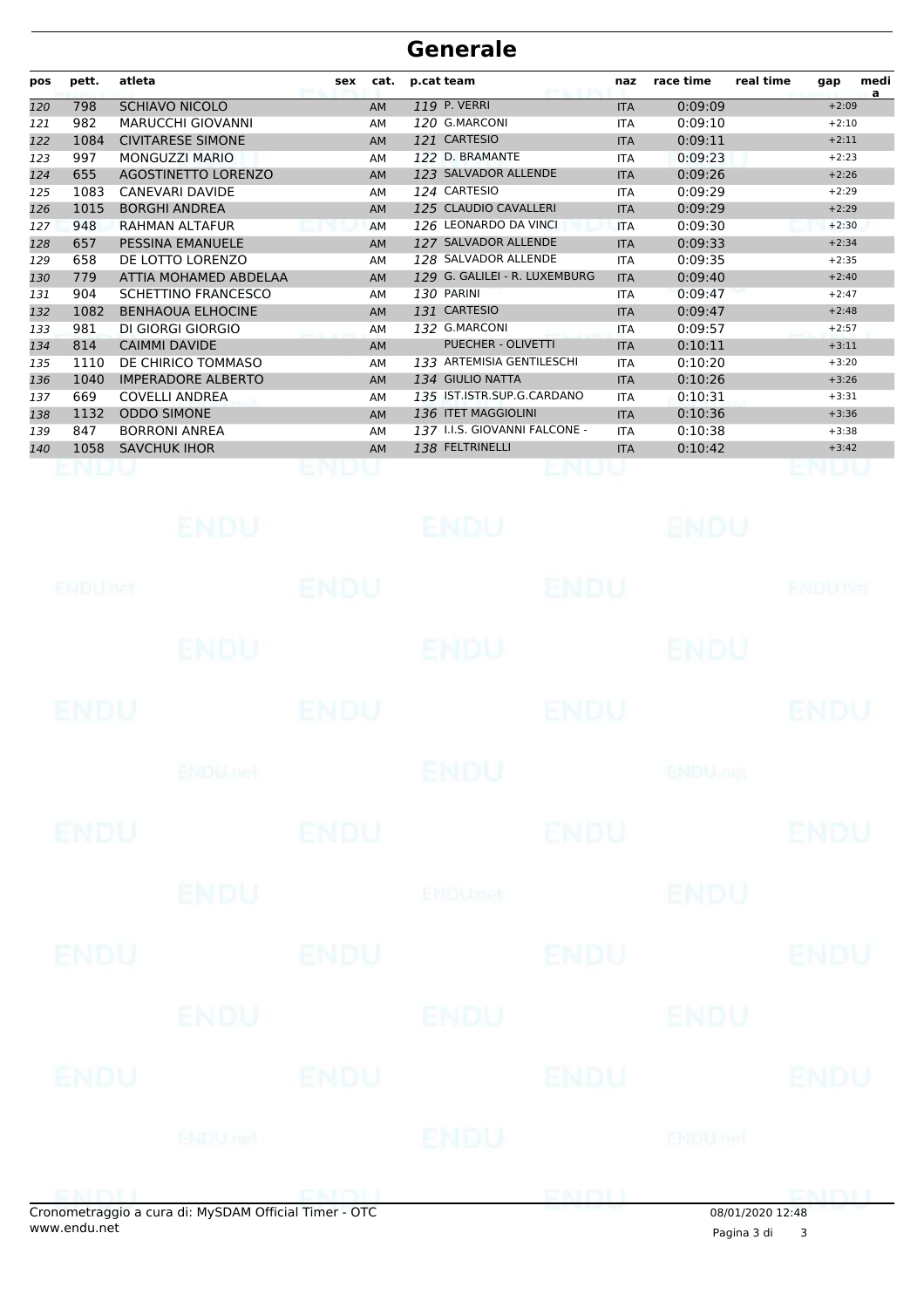# Generale

| pos | pett. | atleta | sex | cat. | p.cat | team | naz | race time | real time | gap | media |
|---|---|---|---|---|---|---|---|---|---|---|---|
| 120 | 798 | SCHIAVO NICOLO | | AM | 119 | P. VERRI | ITA | 0:09:09 | | +2:09 | |
| 121 | 982 | MARUCCHI GIOVANNI | | AM | 120 | G.MARCONI | ITA | 0:09:10 | | +2:10 | |
| 122 | 1084 | CIVITARESE SIMONE | | AM | 121 | CARTESIO | ITA | 0:09:11 | | +2:11 | |
| 123 | 997 | MONGUZZI MARIO | | AM | 122 | D. BRAMANTE | ITA | 0:09:23 | | +2:23 | |
| 124 | 655 | AGOSTINETTO LORENZO | | AM | 123 | SALVADOR ALLENDE | ITA | 0:09:26 | | +2:26 | |
| 125 | 1083 | CANEVARI DAVIDE | | AM | 124 | CARTESIO | ITA | 0:09:29 | | +2:29 | |
| 126 | 1015 | BORGHI ANDREA | | AM | 125 | CLAUDIO CAVALLERI | ITA | 0:09:29 | | +2:29 | |
| 127 | 948 | RAHMAN ALTAFUR | | AM | 126 | LEONARDO DA VINCI | ITA | 0:09:30 | | +2:30 | |
| 128 | 657 | PESSINA EMANUELE | | AM | 127 | SALVADOR ALLENDE | ITA | 0:09:33 | | +2:34 | |
| 129 | 658 | DE LOTTO LORENZO | | AM | 128 | SALVADOR ALLENDE | ITA | 0:09:35 | | +2:35 | |
| 130 | 779 | ATTIA MOHAMED ABDELAA | | AM | 129 | G. GALILEI - R. LUXEMBURG | ITA | 0:09:40 | | +2:40 | |
| 131 | 904 | SCHETTINO FRANCESCO | | AM | 130 | PARINI | ITA | 0:09:47 | | +2:47 | |
| 132 | 1082 | BENHAOUA ELHOCINE | | AM | 131 | CARTESIO | ITA | 0:09:47 | | +2:48 | |
| 133 | 981 | DI GIORGI GIORGIO | | AM | 132 | G.MARCONI | ITA | 0:09:57 | | +2:57 | |
| 134 | 814 | CAIMMI DAVIDE | | AM | | PUECHER - OLIVETTI | ITA | 0:10:11 | | +3:11 | |
| 135 | 1110 | DE CHIRICO TOMMASO | | AM | 133 | ARTEMISIA GENTILESCHI | ITA | 0:10:20 | | +3:20 | |
| 136 | 1040 | IMPERADORE ALBERTO | | AM | 134 | GIULIO NATTA | ITA | 0:10:26 | | +3:26 | |
| 137 | 669 | COVELLI ANDREA | | AM | 135 | IST.ISTR.SUP.G.CARDANO | ITA | 0:10:31 | | +3:31 | |
| 138 | 1132 | ODDO SIMONE | | AM | 136 | ITET MAGGIOLINI | ITA | 0:10:36 | | +3:36 | |
| 139 | 847 | BORRONI ANREA | | AM | 137 | I.I.S. GIOVANNI FALCONE - | ITA | 0:10:38 | | +3:38 | |
| 140 | 1058 | SAVCHUK IHOR | | AM | 138 | FELTRINELLI | ITA | 0:10:42 | | +3:42 | |

Cronometraggio a cura di: MySDAM Official Timer - OTC
www.endu.net

08/01/2020 12:48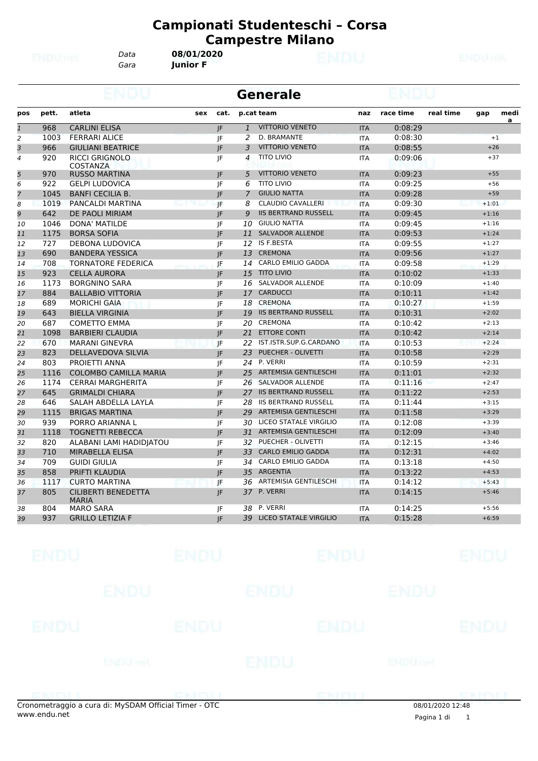# Campionati Studenteschi – Corsa Campestre Milano

Data **08/01/2020**
Gara **Junior F**

## Generale

| pos | pett. | atleta | sex | cat. | p.cat | team | naz | race time | real time | gap | media |
|---|---|---|---|---|---|---|---|---|---|---|---|
| 1 | 968 | CARLINI ELISA | | JF | 1 | VITTORIO VENETO | ITA | 0:08:29 | | | |
| 2 | 1003 | FERRARI ALICE | | JF | 2 | D. BRAMANTE | ITA | 0:08:30 | | +1 | |
| 3 | 966 | GIULIANI BEATRICE | | JF | 3 | VITTORIO VENETO | ITA | 0:08:55 | | +26 | |
| 4 | 920 | RICCI GRIGNOLO COSTANZA | | JF | 4 | TITO LIVIO | ITA | 0:09:06 | | +37 | |
| 5 | 970 | RUSSO MARTINA | | JF | 5 | VITTORIO VENETO | ITA | 0:09:23 | | +55 | |
| 6 | 922 | GELPI LUDOVICA | | JF | 6 | TITO LIVIO | ITA | 0:09:25 | | +56 | |
| 7 | 1045 | BANFI CECILIA B. | | JF | 7 | GIULIO NATTA | ITA | 0:09:28 | | +59 | |
| 8 | 1019 | PANCALDI MARTINA | | JF | 8 | CLAUDIO CAVALLERI | ITA | 0:09:30 | | +1:01 | |
| 9 | 642 | DE PAOLI MIRIAM | | JF | 9 | IIS BERTRAND RUSSELL | ITA | 0:09:45 | | +1:16 | |
| 10 | 1046 | DONA' MATILDE | | JF | 10 | GIULIO NATTA | ITA | 0:09:45 | | +1:16 | |
| 11 | 1175 | BORSA SOFIA | | JF | 11 | SALVADOR ALLENDE | ITA | 0:09:53 | | +1:24 | |
| 12 | 727 | DEBONA LUDOVICA | | JF | 12 | IS F.BESTA | ITA | 0:09:55 | | +1:27 | |
| 13 | 690 | BANDERA YESSICA | | JF | 13 | CREMONA | ITA | 0:09:56 | | +1:27 | |
| 14 | 708 | TORNATORE FEDERICA | | JF | 14 | CARLO EMILIO GADDA | ITA | 0:09:58 | | +1:29 | |
| 15 | 923 | CELLA AURORA | | JF | 15 | TITO LIVIO | ITA | 0:10:02 | | +1:33 | |
| 16 | 1173 | BORGNINO SARA | | JF | 16 | SALVADOR ALLENDE | ITA | 0:10:09 | | +1:40 | |
| 17 | 884 | BALLABIO VITTORIA | | JF | 17 | CARDUCCI | ITA | 0:10:11 | | +1:42 | |
| 18 | 689 | MORICHI GAIA | | JF | 18 | CREMONA | ITA | 0:10:27 | | +1:59 | |
| 19 | 643 | BIELLA VIRGINIA | | JF | 19 | IIS BERTRAND RUSSELL | ITA | 0:10:31 | | +2:02 | |
| 20 | 687 | COMETTO EMMA | | JF | 20 | CREMONA | ITA | 0:10:42 | | +2:13 | |
| 21 | 1098 | BARBIERI CLAUDIA | | JF | 21 | ETTORE CONTI | ITA | 0:10:42 | | +2:14 | |
| 22 | 670 | MARANI GINEVRA | | JF | 22 | IST.ISTR.SUP.G.CARDANO | ITA | 0:10:53 | | +2:24 | |
| 23 | 823 | DELLAVEDOVA SILVIA | | JF | 23 | PUECHER - OLIVETTI | ITA | 0:10:58 | | +2:29 | |
| 24 | 803 | PROIETTI ANNA | | JF | 24 | P. VERRI | ITA | 0:10:59 | | +2:31 | |
| 25 | 1116 | COLOMBO CAMILLA MARIA | | JF | 25 | ARTEMISIA GENTILESCHI | ITA | 0:11:01 | | +2:32 | |
| 26 | 1174 | CERRAI MARGHERITA | | JF | 26 | SALVADOR ALLENDE | ITA | 0:11:16 | | +2:47 | |
| 27 | 645 | GRIMALDI CHIARA | | JF | 27 | IIS BERTRAND RUSSELL | ITA | 0:11:22 | | +2:53 | |
| 28 | 646 | SALAH ABDELLA LAYLA | | JF | 28 | IIS BERTRAND RUSSELL | ITA | 0:11:44 | | +3:15 | |
| 29 | 1115 | BRIGAS MARTINA | | JF | 29 | ARTEMISIA GENTILESCHI | ITA | 0:11:58 | | +3:29 | |
| 30 | 939 | PORRO ARIANNA L | | JF | 30 | LICEO STATALE VIRGILIO | ITA | 0:12:08 | | +3:39 | |
| 31 | 1118 | TOGNETTI REBECCA | | JF | 31 | ARTEMISIA GENTILESCHI | ITA | 0:12:09 | | +3:40 | |
| 32 | 820 | ALABANI LAMI HADIDJATOU | | JF | 32 | PUECHER - OLIVETTI | ITA | 0:12:15 | | +3:46 | |
| 33 | 710 | MIRABELLA ELISA | | JF | 33 | CARLO EMILIO GADDA | ITA | 0:12:31 | | +4:02 | |
| 34 | 709 | GUIDI GIULIA | | JF | 34 | CARLO EMILIO GADDA | ITA | 0:13:18 | | +4:50 | |
| 35 | 858 | PRIFTI KLAUDIA | | JF | 35 | ARGENTIA | ITA | 0:13:22 | | +4:53 | |
| 36 | 1117 | CURTO MARTINA | | JF | 36 | ARTEMISIA GENTILESCHI | ITA | 0:14:12 | | +5:43 | |
| 37 | 805 | CILIBERTI BENEDETTA MARIA | | JF | 37 | P. VERRI | ITA | 0:14:15 | | +5:46 | |
| 38 | 804 | MARO SARA | | JF | 38 | P. VERRI | ITA | 0:14:25 | | +5:56 | |
| 39 | 937 | GRILLO LETIZIA F | | JF | 39 | LICEO STATALE VIRGILIO | ITA | 0:15:28 | | +6:59 | |

Cronometraggio a cura di: MySDAM Official Timer - OTC
www.endu.net

08/01/2020 12:48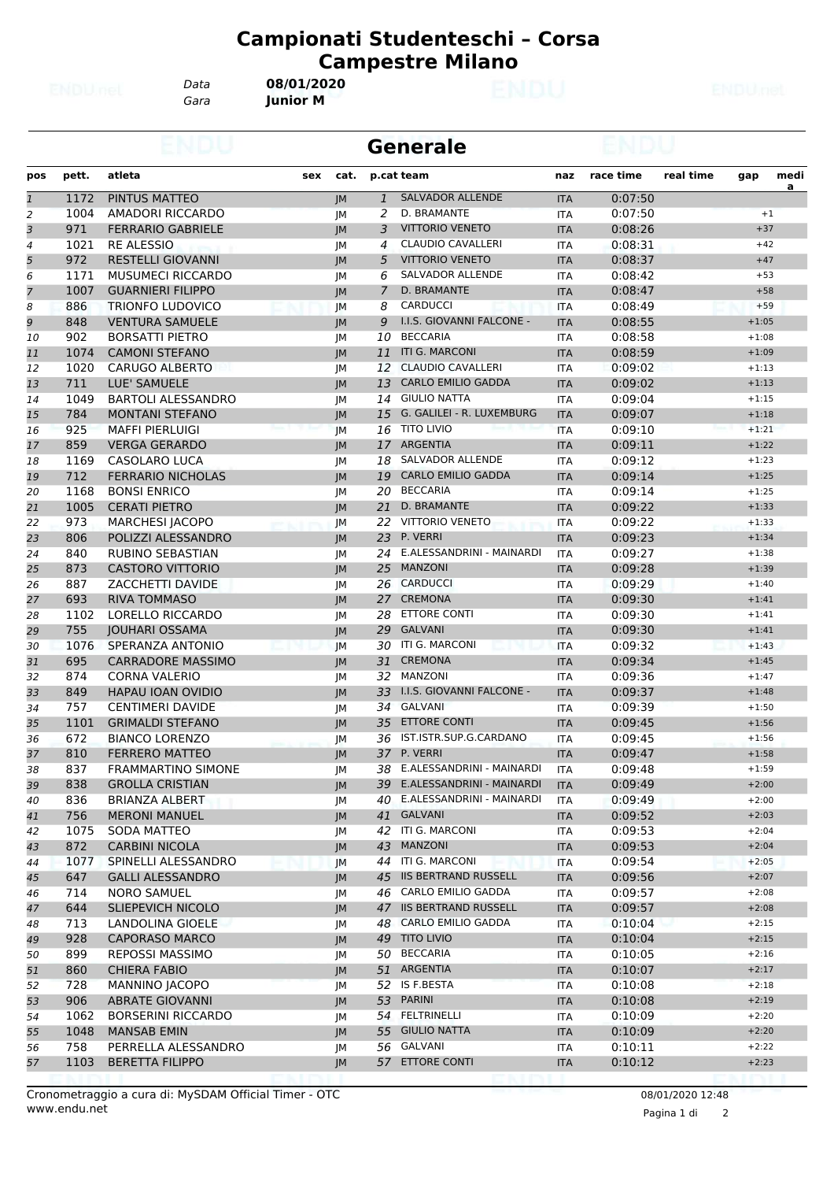# Campionati Studenteschi – Corsa Campestre Milano

Data **08/01/2020**
Gara **Junior M**

## Generale

| pos | pett. | atleta | sex | cat. | p.cat | team | naz | race time | real time | gap | media |
|---|---|---|---|---|---|---|---|---|---|---|---|
| 1 | 1172 | PINTUS MATTEO | | JM | 1 | SALVADOR ALLENDE | ITA | 0:07:50 | | | |
| 2 | 1004 | AMADORI RICCARDO | | JM | 2 | D. BRAMANTE | ITA | 0:07:50 | | +1 | |
| 3 | 971 | FERRARIO GABRIELE | | JM | 3 | VITTORIO VENETO | ITA | 0:08:26 | | +37 | |
| 4 | 1021 | RE ALESSIO | | JM | 4 | CLAUDIO CAVALLERI | ITA | 0:08:31 | | +42 | |
| 5 | 972 | RESTELLI GIOVANNI | | JM | 5 | VITTORIO VENETO | ITA | 0:08:37 | | +47 | |
| 6 | 1171 | MUSUMECI RICCARDO | | JM | 6 | SALVADOR ALLENDE | ITA | 0:08:42 | | +53 | |
| 7 | 1007 | GUARNIERI FILIPPO | | JM | 7 | D. BRAMANTE | ITA | 0:08:47 | | +58 | |
| 8 | 886 | TRIONFO LUDOVICO | | JM | 8 | CARDUCCI | ITA | 0:08:49 | | +59 | |
| 9 | 848 | VENTURA SAMUELE | | JM | 9 | I.I.S. GIOVANNI FALCONE - | ITA | 0:08:55 | | +1:05 | |
| 10 | 902 | BORSATTI PIETRO | | JM | 10 | BECCARIA | ITA | 0:08:58 | | +1:08 | |
| 11 | 1074 | CAMONI STEFANO | | JM | 11 | ITI G. MARCONI | ITA | 0:08:59 | | +1:09 | |
| 12 | 1020 | CARUGO ALBERTO | | JM | 12 | CLAUDIO CAVALLERI | ITA | 0:09:02 | | +1:13 | |
| 13 | 711 | LUE' SAMUELE | | JM | 13 | CARLO EMILIO GADDA | ITA | 0:09:02 | | +1:13 | |
| 14 | 1049 | BARTOLI ALESSANDRO | | JM | 14 | GIULIO NATTA | ITA | 0:09:04 | | +1:15 | |
| 15 | 784 | MONTANI STEFANO | | JM | 15 | G. GALILEI - R. LUXEMBURG | ITA | 0:09:07 | | +1:18 | |
| 16 | 925 | MAFFI PIERLUIGI | | JM | 16 | TITO LIVIO | ITA | 0:09:10 | | +1:21 | |
| 17 | 859 | VERGA GERARDO | | JM | 17 | ARGENTIA | ITA | 0:09:11 | | +1:22 | |
| 18 | 1169 | CASOLARO LUCA | | JM | 18 | SALVADOR ALLENDE | ITA | 0:09:12 | | +1:23 | |
| 19 | 712 | FERRARIO NICHOLAS | | JM | 19 | CARLO EMILIO GADDA | ITA | 0:09:14 | | +1:25 | |
| 20 | 1168 | BONSI ENRICO | | JM | 20 | BECCARIA | ITA | 0:09:14 | | +1:25 | |
| 21 | 1005 | CERATI PIETRO | | JM | 21 | D. BRAMANTE | ITA | 0:09:22 | | +1:33 | |
| 22 | 973 | MARCHESI JACOPO | | JM | 22 | VITTORIO VENETO | ITA | 0:09:22 | | +1:33 | |
| 23 | 806 | POLIZZI ALESSANDRO | | JM | 23 | P. VERRI | ITA | 0:09:23 | | +1:34 | |
| 24 | 840 | RUBINO SEBASTIAN | | JM | 24 | E.ALESSANDRINI - MAINARDI | ITA | 0:09:27 | | +1:38 | |
| 25 | 873 | CASTORO VITTORIO | | JM | 25 | MANZONI | ITA | 0:09:28 | | +1:39 | |
| 26 | 887 | ZACCHETTI DAVIDE | | JM | 26 | CARDUCCI | ITA | 0:09:29 | | +1:40 | |
| 27 | 693 | RIVA TOMMASO | | JM | 27 | CREMONA | ITA | 0:09:30 | | +1:41 | |
| 28 | 1102 | LORELLO RICCARDO | | JM | 28 | ETTORE CONTI | ITA | 0:09:30 | | +1:41 | |
| 29 | 755 | JOUHARI OSSAMA | | JM | 29 | GALVANI | ITA | 0:09:30 | | +1:41 | |
| 30 | 1076 | SPERANZA ANTONIO | | JM | 30 | ITI G. MARCONI | ITA | 0:09:32 | | +1:43 | |
| 31 | 695 | CARRADORE MASSIMO | | JM | 31 | CREMONA | ITA | 0:09:34 | | +1:45 | |
| 32 | 874 | CORNA VALERIO | | JM | 32 | MANZONI | ITA | 0:09:36 | | +1:47 | |
| 33 | 849 | HAPAU IOAN OVIDIO | | JM | 33 | I.I.S. GIOVANNI FALCONE - | ITA | 0:09:37 | | +1:48 | |
| 34 | 757 | CENTIMERI DAVIDE | | JM | 34 | GALVANI | ITA | 0:09:39 | | +1:50 | |
| 35 | 1101 | GRIMALDI STEFANO | | JM | 35 | ETTORE CONTI | ITA | 0:09:45 | | +1:56 | |
| 36 | 672 | BIANCO LORENZO | | JM | 36 | IST.ISTR.SUP.G.CARDANO | ITA | 0:09:45 | | +1:56 | |
| 37 | 810 | FERRERO MATTEO | | JM | 37 | P. VERRI | ITA | 0:09:47 | | +1:58 | |
| 38 | 837 | FRAMMARTINO SIMONE | | JM | 38 | E.ALESSANDRINI - MAINARDI | ITA | 0:09:48 | | +1:59 | |
| 39 | 838 | GROLLA CRISTIAN | | JM | 39 | E.ALESSANDRINI - MAINARDI | ITA | 0:09:49 | | +2:00 | |
| 40 | 836 | BRIANZA ALBERT | | JM | 40 | E.ALESSANDRINI - MAINARDI | ITA | 0:09:49 | | +2:00 | |
| 41 | 756 | MERONI MANUEL | | JM | 41 | GALVANI | ITA | 0:09:52 | | +2:03 | |
| 42 | 1075 | SODA MATTEO | | JM | 42 | ITI G. MARCONI | ITA | 0:09:53 | | +2:04 | |
| 43 | 872 | CARBINI NICOLA | | JM | 43 | MANZONI | ITA | 0:09:53 | | +2:04 | |
| 44 | 1077 | SPINELLI ALESSANDRO | | JM | 44 | ITI G. MARCONI | ITA | 0:09:54 | | +2:05 | |
| 45 | 647 | GALLI ALESSANDRO | | JM | 45 | IIS BERTRAND RUSSELL | ITA | 0:09:56 | | +2:07 | |
| 46 | 714 | NORO SAMUEL | | JM | 46 | CARLO EMILIO GADDA | ITA | 0:09:57 | | +2:08 | |
| 47 | 644 | SLIEPEVICH NICOLO | | JM | 47 | IIS BERTRAND RUSSELL | ITA | 0:09:57 | | +2:08 | |
| 48 | 713 | LANDOLINA GIOELE | | JM | 48 | CARLO EMILIO GADDA | ITA | 0:10:04 | | +2:15 | |
| 49 | 928 | CAPORASO MARCO | | JM | 49 | TITO LIVIO | ITA | 0:10:04 | | +2:15 | |
| 50 | 899 | REPOSSI MASSIMO | | JM | 50 | BECCARIA | ITA | 0:10:05 | | +2:16 | |
| 51 | 860 | CHIERA FABIO | | JM | 51 | ARGENTIA | ITA | 0:10:07 | | +2:17 | |
| 52 | 728 | MANNINO JACOPO | | JM | 52 | IS F.BESTA | ITA | 0:10:08 | | +2:18 | |
| 53 | 906 | ABRATE GIOVANNI | | JM | 53 | PARINI | ITA | 0:10:08 | | +2:19 | |
| 54 | 1062 | BORSERINI RICCARDO | | JM | 54 | FELTRINELLI | ITA | 0:10:09 | | +2:20 | |
| 55 | 1048 | MANSAB EMIN | | JM | 55 | GIULIO NATTA | ITA | 0:10:09 | | +2:20 | |
| 56 | 758 | PERRELLA ALESSANDRO | | JM | 56 | GALVANI | ITA | 0:10:11 | | +2:22 | |
| 57 | 1103 | BERETTA FILIPPO | | JM | 57 | ETTORE CONTI | ITA | 0:10:12 | | +2:23 | |

Cronometraggio a cura di: MySDAM Official Timer - OTC
www.endu.net

08/01/2020 12:48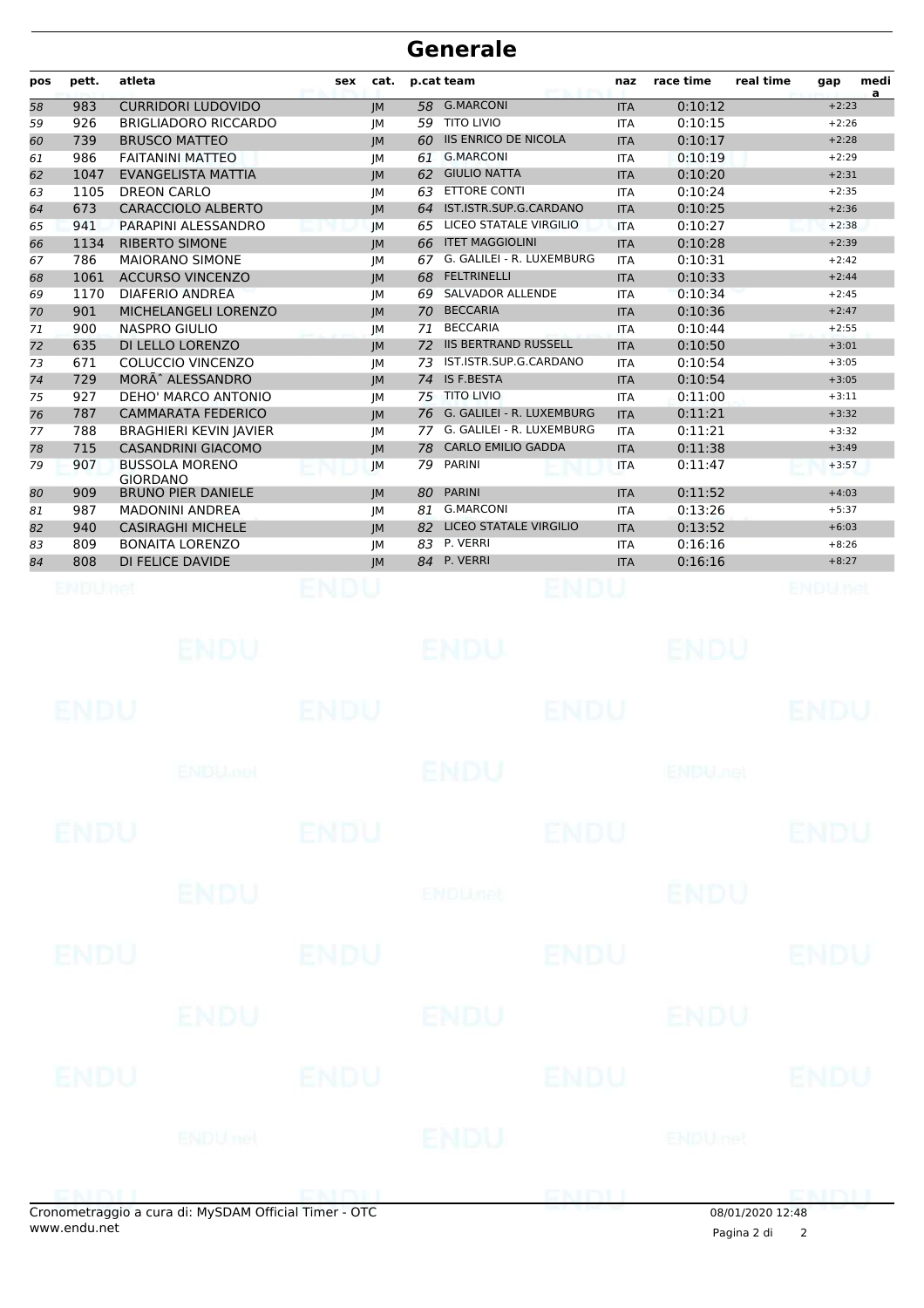# Generale

| pos | pett. | atleta | sex | cat. | p.cat | team | naz | race time | real time | gap | media |
|---|---|---|---|---|---|---|---|---|---|---|---|
| 58 | 983 | CURRIDORI LUDOVIDO | | JM | 58 | G.MARCONI | ITA | 0:10:12 | | +2:23 | |
| 59 | 926 | BRIGLIADORO RICCARDO | | JM | 59 | TITO LIVIO | ITA | 0:10:15 | | +2:26 | |
| 60 | 739 | BRUSCO MATTEO | | JM | 60 | IIS ENRICO DE NICOLA | ITA | 0:10:17 | | +2:28 | |
| 61 | 986 | FAITANINI MATTEO | | JM | 61 | G.MARCONI | ITA | 0:10:19 | | +2:29 | |
| 62 | 1047 | EVANGELISTA MATTIA | | JM | 62 | GIULIO NATTA | ITA | 0:10:20 | | +2:31 | |
| 63 | 1105 | DREON CARLO | | JM | 63 | ETTORE CONTI | ITA | 0:10:24 | | +2:35 | |
| 64 | 673 | CARACCIOLO ALBERTO | | JM | 64 | IST.ISTR.SUP.G.CARDANO | ITA | 0:10:25 | | +2:36 | |
| 65 | 941 | PARAPINI ALESSANDRO | | JM | 65 | LICEO STATALE VIRGILIO | ITA | 0:10:27 | | +2:38 | |
| 66 | 1134 | RIBERTO SIMONE | | JM | 66 | ITET MAGGIOLINI | ITA | 0:10:28 | | +2:39 | |
| 67 | 786 | MAIORANO SIMONE | | JM | 67 | G. GALILEI - R. LUXEMBURG | ITA | 0:10:31 | | +2:42 | |
| 68 | 1061 | ACCURSO VINCENZO | | JM | 68 | FELTRINELLI | ITA | 0:10:33 | | +2:44 | |
| 69 | 1170 | DIAFERIO ANDREA | | JM | 69 | SALVADOR ALLENDE | ITA | 0:10:34 | | +2:45 | |
| 70 | 901 | MICHELANGELI LORENZO | | JM | 70 | BECCARIA | ITA | 0:10:36 | | +2:47 | |
| 71 | 900 | NASPRO GIULIO | | JM | 71 | BECCARIA | ITA | 0:10:44 | | +2:55 | |
| 72 | 635 | DI LELLO LORENZO | | JM | 72 | IIS BERTRAND RUSSELL | ITA | 0:10:50 | | +3:01 | |
| 73 | 671 | COLUCCIO VINCENZO | | JM | 73 | IST.ISTR.SUP.G.CARDANO | ITA | 0:10:54 | | +3:05 | |
| 74 | 729 | MORÃˆ ALESSANDRO | | JM | 74 | IS F.BESTA | ITA | 0:10:54 | | +3:05 | |
| 75 | 927 | DEHO' MARCO ANTONIO | | JM | 75 | TITO LIVIO | ITA | 0:11:00 | | +3:11 | |
| 76 | 787 | CAMMARATA FEDERICO | | JM | 76 | G. GALILEI - R. LUXEMBURG | ITA | 0:11:21 | | +3:32 | |
| 77 | 788 | BRAGHIERI KEVIN JAVIER | | JM | 77 | G. GALILEI - R. LUXEMBURG | ITA | 0:11:21 | | +3:32 | |
| 78 | 715 | CASANDRINI GIACOMO | | JM | 78 | CARLO EMILIO GADDA | ITA | 0:11:38 | | +3:49 | |
| 79 | 907 | BUSSOLA MORENO GIORDANO | | JM | 79 | PARINI | ITA | 0:11:47 | | +3:57 | |
| 80 | 909 | BRUNO PIER DANIELE | | JM | 80 | PARINI | ITA | 0:11:52 | | +4:03 | |
| 81 | 987 | MADONINI ANDREA | | JM | 81 | G.MARCONI | ITA | 0:13:26 | | +5:37 | |
| 82 | 940 | CASIRAGHI MICHELE | | JM | 82 | LICEO STATALE VIRGILIO | ITA | 0:13:52 | | +6:03 | |
| 83 | 809 | BONAITA LORENZO | | JM | 83 | P. VERRI | ITA | 0:16:16 | | +8:26 | |
| 84 | 808 | DI FELICE DAVIDE | | JM | 84 | P. VERRI | ITA | 0:16:16 | | +8:27 | |

Cronometraggio a cura di: MySDAM Official Timer - OTC
www.endu.net

08/01/2020 12:48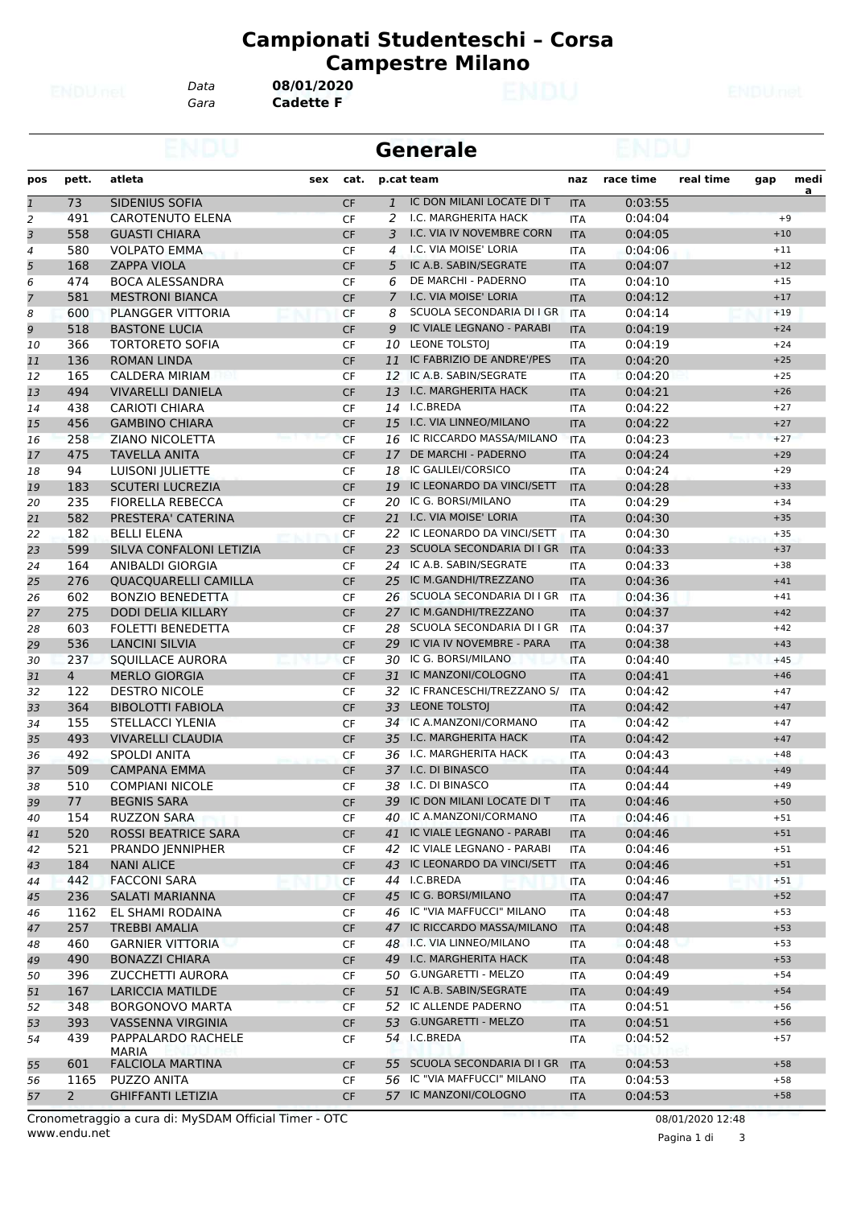# Campionati Studenteschi – Corsa Campestre Milano

Data **08/01/2020**
Gara **Cadette F**

## Generale

| pos | pett. | atleta | sex | cat. | p.cat | team | naz | race time | real time | gap | media |
|---|---|---|---|---|---|---|---|---|---|---|---|
| 1 | 73 | SIDENIUS SOFIA | | CF | 1 | IC DON MILANI LOCATE DI T | ITA | 0:03:55 | | | |
| 2 | 491 | CAROTENUTO ELENA | | CF | 2 | I.C. MARGHERITA HACK | ITA | 0:04:04 | | +9 | |
| 3 | 558 | GUASTI CHIARA | | CF | 3 | I.C. VIA IV NOVEMBRE CORN | ITA | 0:04:05 | | +10 | |
| 4 | 580 | VOLPATO EMMA | | CF | 4 | I.C. VIA MOISE' LORIA | ITA | 0:04:06 | | +11 | |
| 5 | 168 | ZAPPA VIOLA | | CF | 5 | IC A.B. SABIN/SEGRATE | ITA | 0:04:07 | | +12 | |
| 6 | 474 | BOCA ALESSANDRA | | CF | 6 | DE MARCHI - PADERNO | ITA | 0:04:10 | | +15 | |
| 7 | 581 | MESTRONI BIANCA | | CF | 7 | I.C. VIA MOISE' LORIA | ITA | 0:04:12 | | +17 | |
| 8 | 600 | PLANGGER VITTORIA | | CF | 8 | SCUOLA SECONDARIA DI I GR | ITA | 0:04:14 | | +19 | |
| 9 | 518 | BASTONE LUCIA | | CF | 9 | IC VIALE LEGNANO - PARABI | ITA | 0:04:19 | | +24 | |
| 10 | 366 | TORTORETO SOFIA | | CF | 10 | LEONE TOLSTOJ | ITA | 0:04:19 | | +24 | |
| 11 | 136 | ROMAN LINDA | | CF | 11 | IC FABRIZIO DE ANDRE'/PES | ITA | 0:04:20 | | +25 | |
| 12 | 165 | CALDERA MIRIAM | | CF | 12 | IC A.B. SABIN/SEGRATE | ITA | 0:04:20 | | +25 | |
| 13 | 494 | VIVARELLI DANIELA | | CF | 13 | I.C. MARGHERITA HACK | ITA | 0:04:21 | | +26 | |
| 14 | 438 | CARIOTI CHIARA | | CF | 14 | I.C.BREDA | ITA | 0:04:22 | | +27 | |
| 15 | 456 | GAMBINO CHIARA | | CF | 15 | I.C. VIA LINNEO/MILANO | ITA | 0:04:22 | | +27 | |
| 16 | 258 | ZIANO NICOLETTA | | CF | 16 | IC RICCARDO MASSA/MILANO | ITA | 0:04:23 | | +27 | |
| 17 | 475 | TAVELLA ANITA | | CF | 17 | DE MARCHI - PADERNO | ITA | 0:04:24 | | +29 | |
| 18 | 94 | LUISONI JULIETTE | | CF | 18 | IC GALILEI/CORSICO | ITA | 0:04:24 | | +29 | |
| 19 | 183 | SCUTERI LUCREZIA | | CF | 19 | IC LEONARDO DA VINCI/SETT | ITA | 0:04:28 | | +33 | |
| 20 | 235 | FIORELLA REBECCA | | CF | 20 | IC G. BORSI/MILANO | ITA | 0:04:29 | | +34 | |
| 21 | 582 | PRESTERA' CATERINA | | CF | 21 | I.C. VIA MOISE' LORIA | ITA | 0:04:30 | | +35 | |
| 22 | 182 | BELLI ELENA | | CF | 22 | IC LEONARDO DA VINCI/SETT | ITA | 0:04:30 | | +35 | |
| 23 | 599 | SILVA CONFALONI LETIZIA | | CF | 23 | SCUOLA SECONDARIA DI I GR | ITA | 0:04:33 | | +37 | |
| 24 | 164 | ANIBALDI GIORGIA | | CF | 24 | IC A.B. SABIN/SEGRATE | ITA | 0:04:33 | | +38 | |
| 25 | 276 | QUACQUARELLI CAMILLA | | CF | 25 | IC M.GANDHI/TREZZANO | ITA | 0:04:36 | | +41 | |
| 26 | 602 | BONZIO BENEDETTA | | CF | 26 | SCUOLA SECONDARIA DI I GR | ITA | 0:04:36 | | +41 | |
| 27 | 275 | DODI DELIA KILLARY | | CF | 27 | IC M.GANDHI/TREZZANO | ITA | 0:04:37 | | +42 | |
| 28 | 603 | FOLETTI BENEDETTA | | CF | 28 | SCUOLA SECONDARIA DI I GR | ITA | 0:04:37 | | +42 | |
| 29 | 536 | LANCINI SILVIA | | CF | 29 | IC VIA IV NOVEMBRE - PARA | ITA | 0:04:38 | | +43 | |
| 30 | 237 | SQUILLACE AURORA | | CF | 30 | IC G. BORSI/MILANO | ITA | 0:04:40 | | +45 | |
| 31 | 4 | MERLO GIORGIA | | CF | 31 | IC MANZONI/COLOGNO | ITA | 0:04:41 | | +46 | |
| 32 | 122 | DESTRO NICOLE | | CF | 32 | IC FRANCESCHI/TREZZANO S/ | ITA | 0:04:42 | | +47 | |
| 33 | 364 | BIBOLOTTI FABIOLA | | CF | 33 | LEONE TOLSTOJ | ITA | 0:04:42 | | +47 | |
| 34 | 155 | STELLACCI YLENIA | | CF | 34 | IC A.MANZONI/CORMANO | ITA | 0:04:42 | | +47 | |
| 35 | 493 | VIVARELLI CLAUDIA | | CF | 35 | I.C. MARGHERITA HACK | ITA | 0:04:42 | | +47 | |
| 36 | 492 | SPOLDI ANITA | | CF | 36 | I.C. MARGHERITA HACK | ITA | 0:04:43 | | +48 | |
| 37 | 509 | CAMPANA EMMA | | CF | 37 | I.C. DI BINASCO | ITA | 0:04:44 | | +49 | |
| 38 | 510 | COMPIANI NICOLE | | CF | 38 | I.C. DI BINASCO | ITA | 0:04:44 | | +49 | |
| 39 | 77 | BEGNIS SARA | | CF | 39 | IC DON MILANI LOCATE DI T | ITA | 0:04:46 | | +50 | |
| 40 | 154 | RUZZON SARA | | CF | 40 | IC A.MANZONI/CORMANO | ITA | 0:04:46 | | +51 | |
| 41 | 520 | ROSSI BEATRICE SARA | | CF | 41 | IC VIALE LEGNANO - PARABI | ITA | 0:04:46 | | +51 | |
| 42 | 521 | PRANDO JENNIPHER | | CF | 42 | IC VIALE LEGNANO - PARABI | ITA | 0:04:46 | | +51 | |
| 43 | 184 | NANI ALICE | | CF | 43 | IC LEONARDO DA VINCI/SETT | ITA | 0:04:46 | | +51 | |
| 44 | 442 | FACCONI SARA | | CF | 44 | I.C.BREDA | ITA | 0:04:46 | | +51 | |
| 45 | 236 | SALATI MARIANNA | | CF | 45 | IC G. BORSI/MILANO | ITA | 0:04:47 | | +52 | |
| 46 | 1162 | EL SHAMI RODAINA | | CF | 46 | IC "VIA MAFFUCCI" MILANO | ITA | 0:04:48 | | +53 | |
| 47 | 257 | TREBBI AMALIA | | CF | 47 | IC RICCARDO MASSA/MILANO | ITA | 0:04:48 | | +53 | |
| 48 | 460 | GARNIER VITTORIA | | CF | 48 | I.C. VIA LINNEO/MILANO | ITA | 0:04:48 | | +53 | |
| 49 | 490 | BONAZZI CHIARA | | CF | 49 | I.C. MARGHERITA HACK | ITA | 0:04:48 | | +53 | |
| 50 | 396 | ZUCCHETTI AURORA | | CF | 50 | G.UNGARETTI - MELZO | ITA | 0:04:49 | | +54 | |
| 51 | 167 | LARICCIA MATILDE | | CF | 51 | IC A.B. SABIN/SEGRATE | ITA | 0:04:49 | | +54 | |
| 52 | 348 | BORGONOVO MARTA | | CF | 52 | IC ALLENDE PADERNO | ITA | 0:04:51 | | +56 | |
| 53 | 393 | VASSENNA VIRGINIA | | CF | 53 | G.UNGARETTI - MELZO | ITA | 0:04:51 | | +56 | |
| 54 | 439 | PAPPALARDO RACHELE MARIA | | CF | 54 | I.C.BREDA | ITA | 0:04:52 | | +57 | |
| 55 | 601 | FALCIOLA MARTINA | | CF | 55 | SCUOLA SECONDARIA DI I GR | ITA | 0:04:53 | | +58 | |
| 56 | 1165 | PUZZO ANITA | | CF | 56 | IC "VIA MAFFUCCI" MILANO | ITA | 0:04:53 | | +58 | |
| 57 | 2 | GHIFFANTI LETIZIA | | CF | 57 | IC MANZONI/COLOGNO | ITA | 0:04:53 | | +58 | |

Cronometraggio a cura di: MySDAM Official Timer - OTC
www.endu.net

08/01/2020 12:48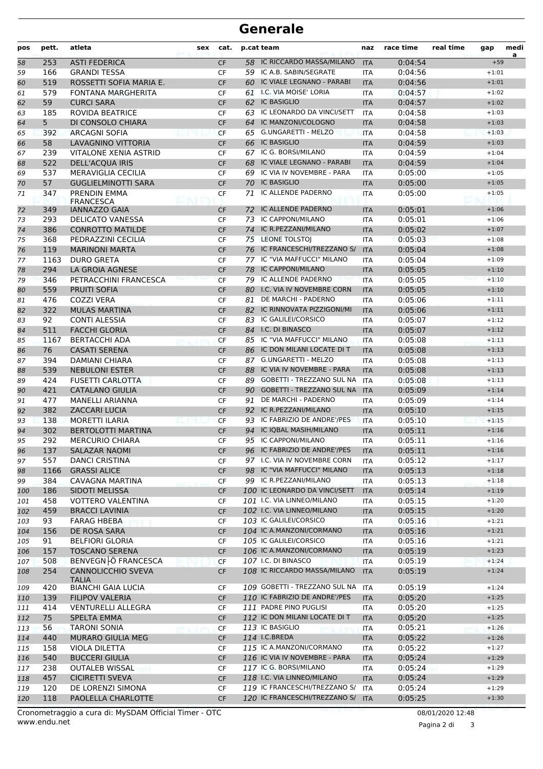# Generale

| pos | pett. | atleta | sex | cat. | p.cat | team | naz | race time | real time | gap | media |
|---|---|---|---|---|---|---|---|---|---|---|---|
| 58 | 253 | ASTI FEDERICA | | CF | 58 | IC RICCARDO MASSA/MILANO | ITA | 0:04:54 | | +59 | |
| 59 | 166 | GRANDI TESSA | | CF | 59 | IC A.B. SABIN/SEGRATE | ITA | 0:04:56 | | +1:01 | |
| 60 | 519 | ROSSETTI SOFIA MARIA E. | | CF | 60 | IC VIALE LEGNANO - PARABI | ITA | 0:04:56 | | +1:01 | |
| 61 | 579 | FONTANA MARGHERITA | | CF | 61 | I.C. VIA MOISE' LORIA | ITA | 0:04:57 | | +1:02 | |
| 62 | 59 | CURCI SARA | | CF | 62 | IC BASIGLIO | ITA | 0:04:57 | | +1:02 | |
| 63 | 185 | ROVIDA BEATRICE | | CF | 63 | IC LEONARDO DA VINCI/SETT | ITA | 0:04:58 | | +1:03 | |
| 64 | 5 | DI CONSOLO CHIARA | | CF | 64 | IC MANZONI/COLOGNO | ITA | 0:04:58 | | +1:03 | |
| 65 | 392 | ARCAGNI SOFIA | | CF | 65 | G.UNGARETTI - MELZO | ITA | 0:04:58 | | +1:03 | |
| 66 | 58 | LAVAGNINO VITTORIA | | CF | 66 | IC BASIGLIO | ITA | 0:04:59 | | +1:03 | |
| 67 | 239 | VITALONE XENIA ASTRID | | CF | 67 | IC G. BORSI/MILANO | ITA | 0:04:59 | | +1:04 | |
| 68 | 522 | DELL'ACQUA IRIS | | CF | 68 | IC VIALE LEGNANO - PARABI | ITA | 0:04:59 | | +1:04 | |
| 69 | 537 | MERAVIGLIA CECILIA | | CF | 69 | IC VIA IV NOVEMBRE - PARA | ITA | 0:05:00 | | +1:05 | |
| 70 | 57 | GUGLIELMINOTTI SARA | | CF | 70 | IC BASIGLIO | ITA | 0:05:00 | | +1:05 | |
| 71 | 347 | PRENDIN EMMA FRANCESCA | | CF | 71 | IC ALLENDE PADERNO | ITA | 0:05:00 | | +1:05 | |
| 72 | 349 | IANNAZZO GAIA | | CF | 72 | IC ALLENDE PADERNO | ITA | 0:05:01 | | +1:06 | |
| 73 | 293 | DELICATO VANESSA | | CF | 73 | IC CAPPONI/MILANO | ITA | 0:05:01 | | +1:06 | |
| 74 | 386 | CONROTTO MATILDE | | CF | 74 | IC R.PEZZANI/MILANO | ITA | 0:05:02 | | +1:07 | |
| 75 | 368 | PEDRAZZINI CECILIA | | CF | 75 | LEONE TOLSTOJ | ITA | 0:05:03 | | +1:08 | |
| 76 | 119 | MARINONI MARTA | | CF | 76 | IC FRANCESCHI/TREZZANO S/ | ITA | 0:05:04 | | +1:08 | |
| 77 | 1163 | DURO GRETA | | CF | 77 | IC "VIA MAFFUCCI" MILANO | ITA | 0:05:04 | | +1:09 | |
| 78 | 294 | LA GROIA AGNESE | | CF | 78 | IC CAPPONI/MILANO | ITA | 0:05:05 | | +1:10 | |
| 79 | 346 | PETRACCHINI FRANCESCA | | CF | 79 | IC ALLENDE PADERNO | ITA | 0:05:05 | | +1:10 | |
| 80 | 559 | PRUITI SOFIA | | CF | 80 | I.C. VIA IV NOVEMBRE CORN | ITA | 0:05:05 | | +1:10 | |
| 81 | 476 | COZZI VERA | | CF | 81 | DE MARCHI - PADERNO | ITA | 0:05:06 | | +1:11 | |
| 82 | 322 | MULAS MARTINA | | CF | 82 | IC RINNOVATA PIZZIGONI/MI | ITA | 0:05:06 | | +1:11 | |
| 83 | 92 | CONTI ALESSIA | | CF | 83 | IC GALILEI/CORSICO | ITA | 0:05:07 | | +1:12 | |
| 84 | 511 | FACCHI GLORIA | | CF | 84 | I.C. DI BINASCO | ITA | 0:05:07 | | +1:12 | |
| 85 | 1167 | BERTACCHI ADA | | CF | 85 | IC "VIA MAFFUCCI" MILANO | ITA | 0:05:08 | | +1:13 | |
| 86 | 76 | CASATI SERENA | | CF | 86 | IC DON MILANI LOCATE DI T | ITA | 0:05:08 | | +1:13 | |
| 87 | 394 | DAMIANI CHIARA | | CF | 87 | G.UNGARETTI - MELZO | ITA | 0:05:08 | | +1:13 | |
| 88 | 539 | NEBULONI ESTER | | CF | 88 | IC VIA IV NOVEMBRE - PARA | ITA | 0:05:08 | | +1:13 | |
| 89 | 424 | FUSETTI CARLOTTA | | CF | 89 | GOBETTI - TREZZANO SUL NA | ITA | 0:05:08 | | +1:13 | |
| 90 | 421 | CATALANO GIULIA | | CF | 90 | GOBETTI - TREZZANO SUL NA | ITA | 0:05:09 | | +1:14 | |
| 91 | 477 | MANELLI ARIANNA | | CF | 91 | DE MARCHI - PADERNO | ITA | 0:05:09 | | +1:14 | |
| 92 | 382 | ZACCARI LUCIA | | CF | 92 | IC R.PEZZANI/MILANO | ITA | 0:05:10 | | +1:15 | |
| 93 | 138 | MORETTI ILARIA | | CF | 93 | IC FABRIZIO DE ANDRE'/PES | ITA | 0:05:10 | | +1:15 | |
| 94 | 302 | BERTOLOTTI MARTINA | | CF | 94 | IC IQBAL MASIH/MILANO | ITA | 0:05:11 | | +1:16 | |
| 95 | 292 | MERCURIO CHIARA | | CF | 95 | IC CAPPONI/MILANO | ITA | 0:05:11 | | +1:16 | |
| 96 | 137 | SALAZAR NAOMI | | CF | 96 | IC FABRIZIO DE ANDRE'/PES | ITA | 0:05:11 | | +1:16 | |
| 97 | 557 | DANCI CRISTINA | | CF | 97 | I.C. VIA IV NOVEMBRE CORN | ITA | 0:05:12 | | +1:17 | |
| 98 | 1166 | GRASSI ALICE | | CF | 98 | IC "VIA MAFFUCCI" MILANO | ITA | 0:05:13 | | +1:18 | |
| 99 | 384 | CAVAGNA MARTINA | | CF | 99 | IC R.PEZZANI/MILANO | ITA | 0:05:13 | | +1:18 | |
| 100 | 186 | SIDOTI MELISSA | | CF | 100 | IC LEONARDO DA VINCI/SETT | ITA | 0:05:14 | | +1:19 | |
| 101 | 458 | VOTTERO VALENTINA | | CF | 101 | I.C. VIA LINNEO/MILANO | ITA | 0:05:15 | | +1:20 | |
| 102 | 459 | BRACCI LAVINIA | | CF | 102 | I.C. VIA LINNEO/MILANO | ITA | 0:05:15 | | +1:20 | |
| 103 | 93 | FARAG HBEBA | | CF | 103 | IC GALILEI/CORSICO | ITA | 0:05:16 | | +1:21 | |
| 104 | 156 | DE ROSA SARA | | CF | 104 | IC A.MANZONI/CORMANO | ITA | 0:05:16 | | +1:21 | |
| 105 | 91 | BELFIORI GLORIA | | CF | 105 | IC GALILEI/CORSICO | ITA | 0:05:16 | | +1:21 | |
| 106 | 157 | TOSCANO SERENA | | CF | 106 | IC A.MANZONI/CORMANO | ITA | 0:05:19 | | +1:23 | |
| 107 | 508 | BENVEGN├Ö FRANCESCA | | CF | 107 | I.C. DI BINASCO | ITA | 0:05:19 | | +1:24 | |
| 108 | 254 | CANNOLICCHIO SVEVA TALIA | | CF | 108 | IC RICCARDO MASSA/MILANO | ITA | 0:05:19 | | +1:24 | |
| 109 | 420 | BIANCHI GAIA LUCIA | | CF | 109 | GOBETTI - TREZZANO SUL NA | ITA | 0:05:19 | | +1:24 | |
| 110 | 139 | FILIPOV VALERIA | | CF | 110 | IC FABRIZIO DE ANDRE'/PES | ITA | 0:05:20 | | +1:25 | |
| 111 | 414 | VENTURELLI ALLEGRA | | CF | 111 | PADRE PINO PUGLISI | ITA | 0:05:20 | | +1:25 | |
| 112 | 75 | SPELTA EMMA | | CF | 112 | IC DON MILANI LOCATE DI T | ITA | 0:05:20 | | +1:25 | |
| 113 | 56 | TARONI SONIA | | CF | 113 | IC BASIGLIO | ITA | 0:05:21 | | +1:26 | |
| 114 | 440 | MURARO GIULIA MEG | | CF | 114 | I.C.BREDA | ITA | 0:05:22 | | +1:26 | |
| 115 | 158 | VIOLA DILETTA | | CF | 115 | IC A.MANZONI/CORMANO | ITA | 0:05:22 | | +1:27 | |
| 116 | 540 | BUCCERI GIULIA | | CF | 116 | IC VIA IV NOVEMBRE - PARA | ITA | 0:05:24 | | +1:29 | |
| 117 | 238 | OUTALEB WISSAL | | CF | 117 | IC G. BORSI/MILANO | ITA | 0:05:24 | | +1:29 | |
| 118 | 457 | CICIRETTI SVEVA | | CF | 118 | I.C. VIA LINNEO/MILANO | ITA | 0:05:24 | | +1:29 | |
| 119 | 120 | DE LORENZI SIMONA | | CF | 119 | IC FRANCESCHI/TREZZANO S/ | ITA | 0:05:24 | | +1:29 | |
| 120 | 118 | PAOLELLA CHARLOTTE | | CF | 120 | IC FRANCESCHI/TREZZANO S/ | ITA | 0:05:25 | | +1:30 | |

Cronometraggio a cura di: MySDAM Official Timer - OTC
www.endu.net

08/01/2020 12:48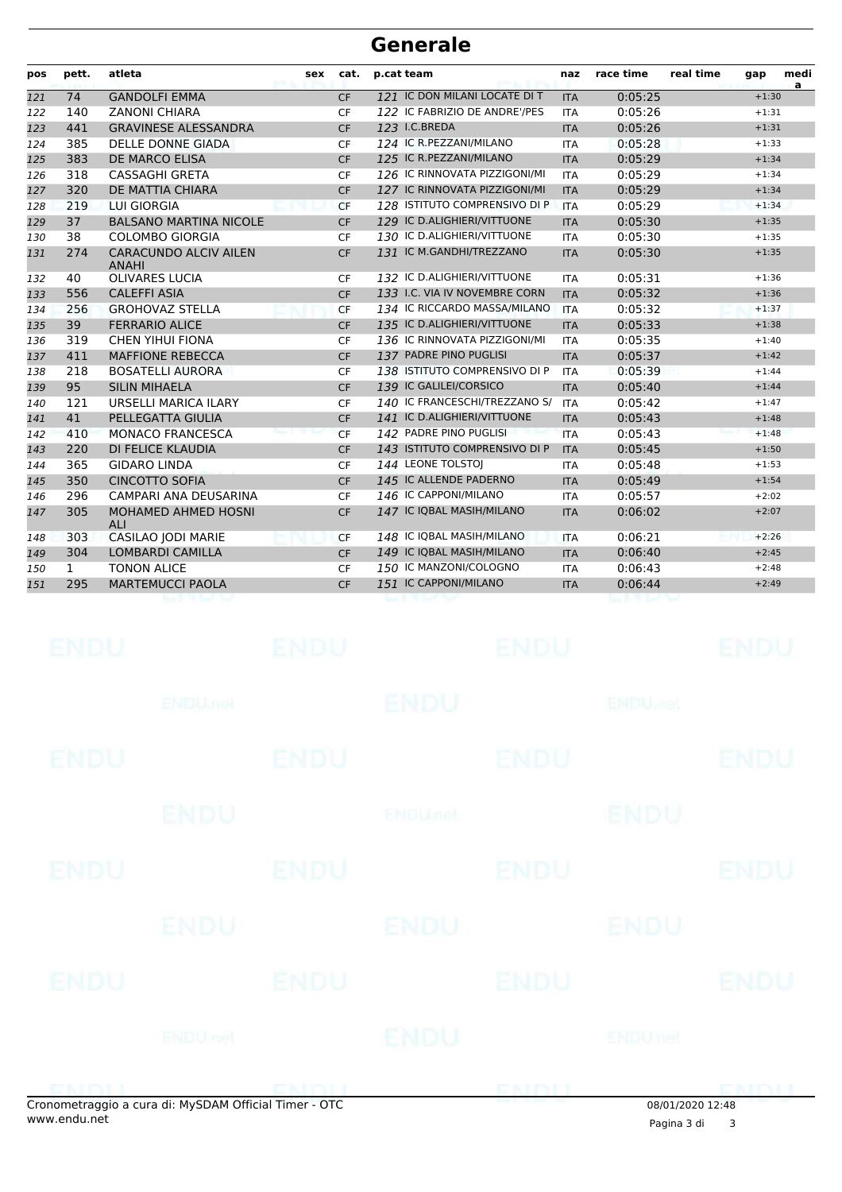# Generale

| pos | pett. | atleta | sex | cat. | p.cat team | naz | race time | real time | gap | media |
|---|---|---|---|---|---|---|---|---|---|---|
| 121 | 74 | GANDOLFI EMMA | | CF | 121 IC DON MILANI LOCATE DI T | ITA | 0:05:25 | | +1:30 | |
| 122 | 140 | ZANONI CHIARA | | CF | 122 IC FABRIZIO DE ANDRE'/PES | ITA | 0:05:26 | | +1:31 | |
| 123 | 441 | GRAVINESE ALESSANDRA | | CF | 123 I.C.BREDA | ITA | 0:05:26 | | +1:31 | |
| 124 | 385 | DELLE DONNE GIADA | | CF | 124 IC R.PEZZANI/MILANO | ITA | 0:05:28 | | +1:33 | |
| 125 | 383 | DE MARCO ELISA | | CF | 125 IC R.PEZZANI/MILANO | ITA | 0:05:29 | | +1:34 | |
| 126 | 318 | CASSAGHI GRETA | | CF | 126 IC RINNOVATA PIZZIGONI/MI | ITA | 0:05:29 | | +1:34 | |
| 127 | 320 | DE MATTIA CHIARA | | CF | 127 IC RINNOVATA PIZZIGONI/MI | ITA | 0:05:29 | | +1:34 | |
| 128 | 219 | LUI GIORGIA | | CF | 128 ISTITUTO COMPRENSIVO DI P | ITA | 0:05:29 | | +1:34 | |
| 129 | 37 | BALSANO MARTINA NICOLE | | CF | 129 IC D.ALIGHIERI/VITTUONE | ITA | 0:05:30 | | +1:35 | |
| 130 | 38 | COLOMBO GIORGIA | | CF | 130 IC D.ALIGHIERI/VITTUONE | ITA | 0:05:30 | | +1:35 | |
| 131 | 274 | CARACUNDO ALCIV AILEN ANAHI | | CF | 131 IC M.GANDHI/TREZZANO | ITA | 0:05:30 | | +1:35 | |
| 132 | 40 | OLIVARES LUCIA | | CF | 132 IC D.ALIGHIERI/VITTUONE | ITA | 0:05:31 | | +1:36 | |
| 133 | 556 | CALEFFI ASIA | | CF | 133 I.C. VIA IV NOVEMBRE CORN | ITA | 0:05:32 | | +1:36 | |
| 134 | 256 | GROHOVAZ STELLA | | CF | 134 IC RICCARDO MASSA/MILANO | ITA | 0:05:32 | | +1:37 | |
| 135 | 39 | FERRARIO ALICE | | CF | 135 IC D.ALIGHIERI/VITTUONE | ITA | 0:05:33 | | +1:38 | |
| 136 | 319 | CHEN YIHUI FIONA | | CF | 136 IC RINNOVATA PIZZIGONI/MI | ITA | 0:05:35 | | +1:40 | |
| 137 | 411 | MAFFIONE REBECCA | | CF | 137 PADRE PINO PUGLISI | ITA | 0:05:37 | | +1:42 | |
| 138 | 218 | BOSATELLI AURORA | | CF | 138 ISTITUTO COMPRENSIVO DI P | ITA | 0:05:39 | | +1:44 | |
| 139 | 95 | SILIN MIHAELA | | CF | 139 IC GALILEI/CORSICO | ITA | 0:05:40 | | +1:44 | |
| 140 | 121 | URSELLI MARICA ILARY | | CF | 140 IC FRANCESCHI/TREZZANO S/ | ITA | 0:05:42 | | +1:47 | |
| 141 | 41 | PELLEGATTA GIULIA | | CF | 141 IC D.ALIGHIERI/VITTUONE | ITA | 0:05:43 | | +1:48 | |
| 142 | 410 | MONACO FRANCESCA | | CF | 142 PADRE PINO PUGLISI | ITA | 0:05:43 | | +1:48 | |
| 143 | 220 | DI FELICE KLAUDIA | | CF | 143 ISTITUTO COMPRENSIVO DI P | ITA | 0:05:45 | | +1:50 | |
| 144 | 365 | GIDARO LINDA | | CF | 144 LEONE TOLSTOJ | ITA | 0:05:48 | | +1:53 | |
| 145 | 350 | CINCOTTO SOFIA | | CF | 145 IC ALLENDE PADERNO | ITA | 0:05:49 | | +1:54 | |
| 146 | 296 | CAMPARI ANA DEUSARINA | | CF | 146 IC CAPPONI/MILANO | ITA | 0:05:57 | | +2:02 | |
| 147 | 305 | MOHAMED AHMED HOSNI ALI | | CF | 147 IC IQBAL MASIH/MILANO | ITA | 0:06:02 | | +2:07 | |
| 148 | 303 | CASILAO JODI MARIE | | CF | 148 IC IQBAL MASIH/MILANO | ITA | 0:06:21 | | +2:26 | |
| 149 | 304 | LOMBARDI CAMILLA | | CF | 149 IC IQBAL MASIH/MILANO | ITA | 0:06:40 | | +2:45 | |
| 150 | 1 | TONON ALICE | | CF | 150 IC MANZONI/COLOGNO | ITA | 0:06:43 | | +2:48 | |
| 151 | 295 | MARTEMUCCI PAOLA | | CF | 151 IC CAPPONI/MILANO | ITA | 0:06:44 | | +2:49 | |

Cronometraggio a cura di: MySDAM Official Timer - OTC
www.endu.net

08/01/2020 12:48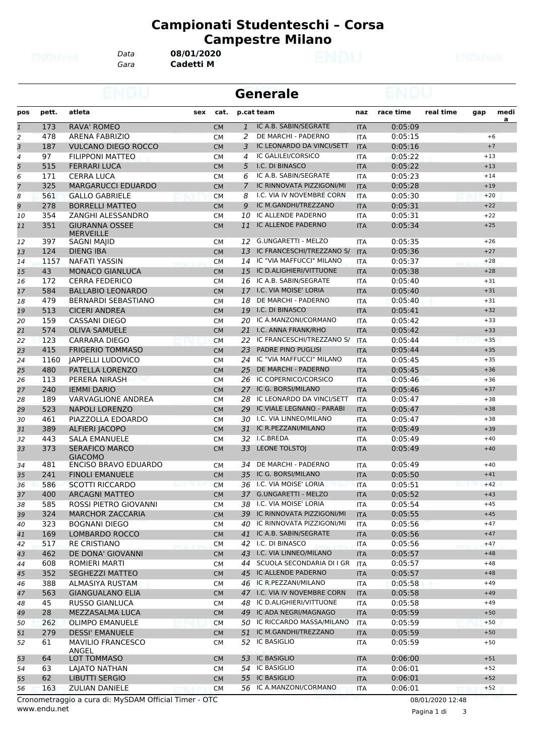# Campionati Studenteschi – Corsa Campestre Milano

Data **08/01/2020**
Gara **Cadetti M**

## Generale

| pos | pett. | atleta | sex | cat. | p.cat | team | naz | race time | real time | gap | media |
|---|---|---|---|---|---|---|---|---|---|---|---|
| 1 | 173 | RAVA' ROMEO | | CM | 1 | IC A.B. SABIN/SEGRATE | ITA | 0:05:09 | | | |
| 2 | 478 | ARENA FABRIZIO | | CM | 2 | DE MARCHI - PADERNO | ITA | 0:05:15 | | +6 | |
| 3 | 187 | VULCANO DIEGO ROCCO | | CM | 3 | IC LEONARDO DA VINCI/SETT | ITA | 0:05:16 | | +7 | |
| 4 | 97 | FILIPPONI MATTEO | | CM | 4 | IC GALILEI/CORSICO | ITA | 0:05:22 | | +13 | |
| 5 | 515 | FERRARI LUCA | | CM | 5 | I.C. DI BINASCO | ITA | 0:05:22 | | +13 | |
| 6 | 171 | CERRA LUCA | | CM | 6 | IC A.B. SABIN/SEGRATE | ITA | 0:05:23 | | +14 | |
| 7 | 325 | MARGARUCCI EDUARDO | | CM | 7 | IC RINNOVATA PIZZIGONI/MI | ITA | 0:05:28 | | +19 | |
| 8 | 561 | GALLO GABRIELE | | CM | 8 | I.C. VIA IV NOVEMBRE CORN | ITA | 0:05:30 | | +20 | |
| 9 | 278 | BORRELLI MATTEO | | CM | 9 | IC M.GANDHI/TREZZANO | ITA | 0:05:31 | | +22 | |
| 10 | 354 | ZANGHI ALESSANDRO | | CM | 10 | IC ALLENDE PADERNO | ITA | 0:05:31 | | +22 | |
| 11 | 351 | GIURANNA OSSEE MERVEILLE | | CM | 11 | IC ALLENDE PADERNO | ITA | 0:05:34 | | +25 | |
| 12 | 397 | SAGNI MAJID | | CM | 12 | G.UNGARETTI - MELZO | ITA | 0:05:35 | | +26 | |
| 13 | 124 | DIENG IBA | | CM | 13 | IC FRANCESCHI/TREZZANO S/ | ITA | 0:05:36 | | +27 | |
| 14 | 1157 | NAFATI YASSIN | | CM | 14 | IC "VIA MAFFUCCI" MILANO | ITA | 0:05:37 | | +28 | |
| 15 | 43 | MONACO GIANLUCA | | CM | 15 | IC D.ALIGHIERI/VITTUONE | ITA | 0:05:38 | | +28 | |
| 16 | 172 | CERRA FEDERICO | | CM | 16 | IC A.B. SABIN/SEGRATE | ITA | 0:05:40 | | +31 | |
| 17 | 584 | BALLABIO LEONARDO | | CM | 17 | I.C. VIA MOISE' LORIA | ITA | 0:05:40 | | +31 | |
| 18 | 479 | BERNARDI SEBASTIANO | | CM | 18 | DE MARCHI - PADERNO | ITA | 0:05:40 | | +31 | |
| 19 | 513 | CICERI ANDREA | | CM | 19 | I.C. DI BINASCO | ITA | 0:05:41 | | +32 | |
| 20 | 159 | CASSANI DIEGO | | CM | 20 | IC A.MANZONI/CORMANO | ITA | 0:05:42 | | +33 | |
| 21 | 574 | OLIVA SAMUELE | | CM | 21 | I.C. ANNA FRANK/RHO | ITA | 0:05:42 | | +33 | |
| 22 | 123 | CARRARA DIEGO | | CM | 22 | IC FRANCESCHI/TREZZANO S/ | ITA | 0:05:44 | | +35 | |
| 23 | 415 | FRIGERIO TOMMASO | | CM | 23 | PADRE PINO PUGLISI | ITA | 0:05:44 | | +35 | |
| 24 | 1160 | JAPPELLI LUDOVICO | | CM | 24 | IC "VIA MAFFUCCI" MILANO | ITA | 0:05:45 | | +35 | |
| 25 | 480 | PATELLA LORENZO | | CM | 25 | DE MARCHI - PADERNO | ITA | 0:05:45 | | +36 | |
| 26 | 113 | PERERA NIRASH | | CM | 26 | IC COPERNICO/CORSICO | ITA | 0:05:46 | | +36 | |
| 27 | 240 | IEMMI DARIO | | CM | 27 | IC G. BORSI/MILANO | ITA | 0:05:46 | | +37 | |
| 28 | 189 | VARVAGLIONE ANDREA | | CM | 28 | IC LEONARDO DA VINCI/SETT | ITA | 0:05:47 | | +38 | |
| 29 | 523 | NAPOLI LORENZO | | CM | 29 | IC VIALE LEGNANO - PARABI | ITA | 0:05:47 | | +38 | |
| 30 | 461 | PIAZZOLLA EDOARDO | | CM | 30 | I.C. VIA LINNEO/MILANO | ITA | 0:05:47 | | +38 | |
| 31 | 389 | ALFIERI JACOPO | | CM | 31 | IC R.PEZZANI/MILANO | ITA | 0:05:49 | | +39 | |
| 32 | 443 | SALA EMANUELE | | CM | 32 | I.C.BREDA | ITA | 0:05:49 | | +40 | |
| 33 | 373 | SERAFICO MARCO GIACOMO | | CM | 33 | LEONE TOLSTOJ | ITA | 0:05:49 | | +40 | |
| 34 | 481 | ENCISO BRAVO EDUARDO | | CM | 34 | DE MARCHI - PADERNO | ITA | 0:05:49 | | +40 | |
| 35 | 241 | FINOLI EMANUELE | | CM | 35 | IC G. BORSI/MILANO | ITA | 0:05:50 | | +41 | |
| 36 | 586 | SCOTTI RICCARDO | | CM | 36 | I.C. VIA MOISE' LORIA | ITA | 0:05:51 | | +42 | |
| 37 | 400 | ARCAGNI MATTEO | | CM | 37 | G.UNGARETTI - MELZO | ITA | 0:05:52 | | +43 | |
| 38 | 585 | ROSSI PIETRO GIOVANNI | | CM | 38 | I.C. VIA MOISE' LORIA | ITA | 0:05:54 | | +45 | |
| 39 | 324 | MARCHOR ZACCARIA | | CM | 39 | IC RINNOVATA PIZZIGONI/MI | ITA | 0:05:55 | | +45 | |
| 40 | 323 | BOGNANI DIEGO | | CM | 40 | IC RINNOVATA PIZZIGONI/MI | ITA | 0:05:56 | | +47 | |
| 41 | 169 | LOMBARDO ROCCO | | CM | 41 | IC A.B. SABIN/SEGRATE | ITA | 0:05:56 | | +47 | |
| 42 | 517 | RE CRISTIANO | | CM | 42 | I.C. DI BINASCO | ITA | 0:05:56 | | +47 | |
| 43 | 462 | DE DONA' GIOVANNI | | CM | 43 | I.C. VIA LINNEO/MILANO | ITA | 0:05:57 | | +48 | |
| 44 | 608 | ROMIERI MARTI | | CM | 44 | SCUOLA SECONDARIA DI I GR | ITA | 0:05:57 | | +48 | |
| 45 | 352 | SEGHEZZI MATTEO | | CM | 45 | IC ALLENDE PADERNO | ITA | 0:05:57 | | +48 | |
| 46 | 388 | ALMASIYA RUSTAM | | CM | 46 | IC R.PEZZANI/MILANO | ITA | 0:05:58 | | +49 | |
| 47 | 563 | GIANGUALANO ELIA | | CM | 47 | I.C. VIA IV NOVEMBRE CORN | ITA | 0:05:58 | | +49 | |
| 48 | 45 | RUSSO GIANLUCA | | CM | 48 | IC D.ALIGHIERI/VITTUONE | ITA | 0:05:58 | | +49 | |
| 49 | 28 | MEZZASALMA LUCA | | CM | 49 | IC ADA NEGRI/MAGNAGO | ITA | 0:05:59 | | +50 | |
| 50 | 262 | OLIMPO EMANUELE | | CM | 50 | IC RICCARDO MASSA/MILANO | ITA | 0:05:59 | | +50 | |
| 51 | 279 | DESSI' EMANUELE | | CM | 51 | IC M.GANDHI/TREZZANO | ITA | 0:05:59 | | +50 | |
| 52 | 61 | MAVILIO FRANCESCO ANGEL | | CM | 52 | IC BASIGLIO | ITA | 0:05:59 | | +50 | |
| 53 | 64 | LOT TOMMASO | | CM | 53 | IC BASIGLIO | ITA | 0:06:00 | | +51 | |
| 54 | 63 | LAJATO NATHAN | | CM | 54 | IC BASIGLIO | ITA | 0:06:01 | | +52 | |
| 55 | 62 | LIBUTTI SERGIO | | CM | 55 | IC BASIGLIO | ITA | 0:06:01 | | +52 | |
| 56 | 163 | ZULIAN DANIELE | | CM | 56 | IC A.MANZONI/CORMANO | ITA | 0:06:01 | | +52 | |

Cronometraggio a cura di: MySDAM Official Timer - OTC
www.endu.net
08/01/2020 12:48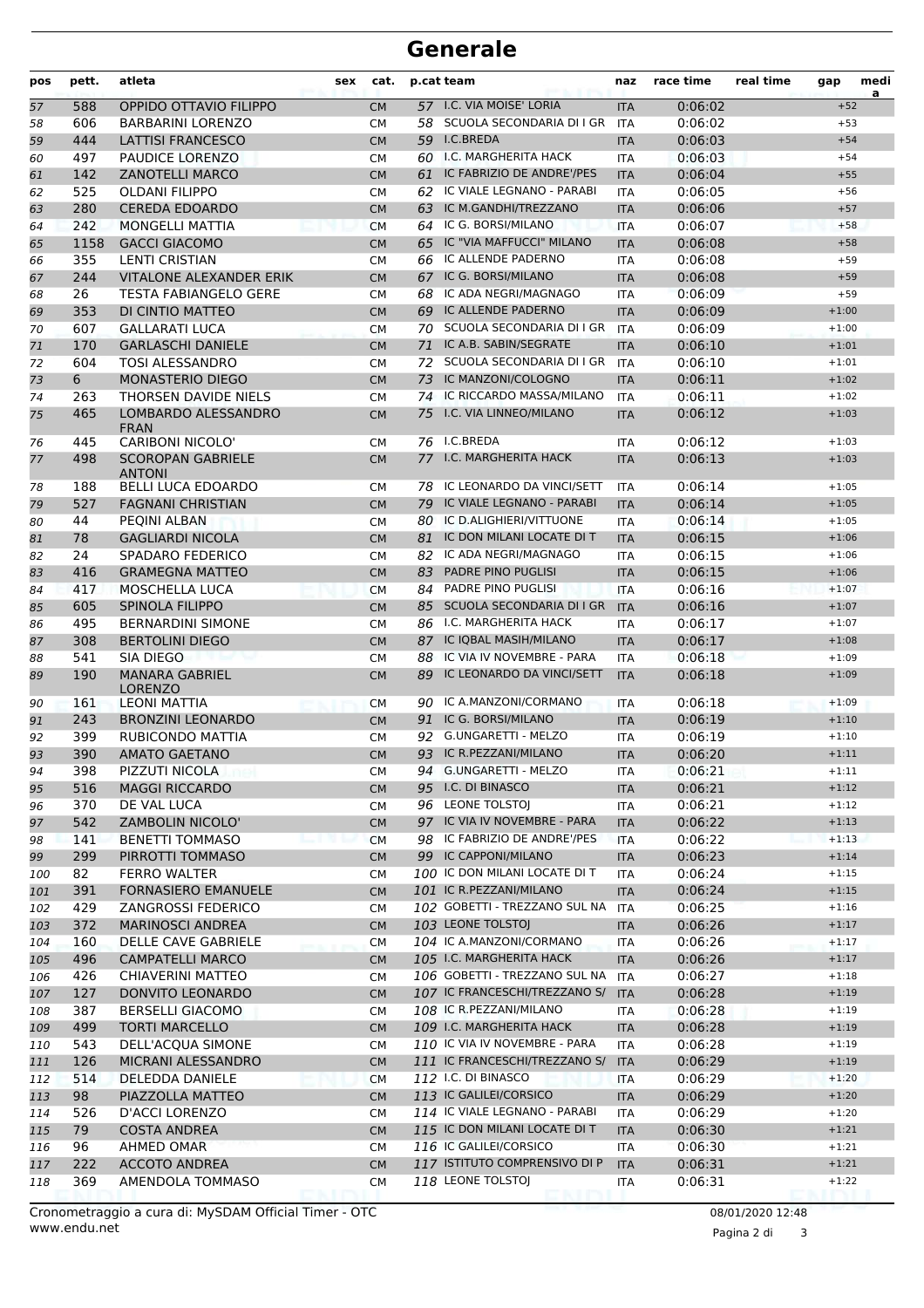# Generale

| pos | pett. | atleta | sex | cat. | p.cat | team | naz | race time | real time | gap | media |
|---|---|---|---|---|---|---|---|---|---|---|---|
| 57 | 588 | OPPIDO OTTAVIO FILIPPO | | CM | 57 | I.C. VIA MOISE' LORIA | ITA | 0:06:02 | | +52 | |
| 58 | 606 | BARBARINI LORENZO | | CM | 58 | SCUOLA SECONDARIA DI I GR | ITA | 0:06:02 | | +53 | |
| 59 | 444 | LATTISI FRANCESCO | | CM | 59 | I.C.BREDA | ITA | 0:06:03 | | +54 | |
| 60 | 497 | PAUDICE LORENZO | | CM | 60 | I.C. MARGHERITA HACK | ITA | 0:06:03 | | +54 | |
| 61 | 142 | ZANOTELLI MARCO | | CM | 61 | IC FABRIZIO DE ANDRE'/PES | ITA | 0:06:04 | | +55 | |
| 62 | 525 | OLDANI FILIPPO | | CM | 62 | IC VIALE LEGNANO - PARABI | ITA | 0:06:05 | | +56 | |
| 63 | 280 | CEREDA EDOARDO | | CM | 63 | IC M.GANDHI/TREZZANO | ITA | 0:06:06 | | +57 | |
| 64 | 242 | MONGELLI MATTIA | | CM | 64 | IC G. BORSI/MILANO | ITA | 0:06:07 | | +58 | |
| 65 | 1158 | GACCI GIACOMO | | CM | 65 | IC "VIA MAFFUCCI" MILANO | ITA | 0:06:08 | | +58 | |
| 66 | 355 | LENTI CRISTIAN | | CM | 66 | IC ALLENDE PADERNO | ITA | 0:06:08 | | +59 | |
| 67 | 244 | VITALONE ALEXANDER ERIK | | CM | 67 | IC G. BORSI/MILANO | ITA | 0:06:08 | | +59 | |
| 68 | 26 | TESTA FABIANGELO GERE | | CM | 68 | IC ADA NEGRI/MAGNAGO | ITA | 0:06:09 | | +59 | |
| 69 | 353 | DI CINTIO MATTEO | | CM | 69 | IC ALLENDE PADERNO | ITA | 0:06:09 | | +1:00 | |
| 70 | 607 | GALLARATI LUCA | | CM | 70 | SCUOLA SECONDARIA DI I GR | ITA | 0:06:09 | | +1:00 | |
| 71 | 170 | GARLASCHI DANIELE | | CM | 71 | IC A.B. SABIN/SEGRATE | ITA | 0:06:10 | | +1:01 | |
| 72 | 604 | TOSI ALESSANDRO | | CM | 72 | SCUOLA SECONDARIA DI I GR | ITA | 0:06:10 | | +1:01 | |
| 73 | 6 | MONASTERIO DIEGO | | CM | 73 | IC MANZONI/COLOGNO | ITA | 0:06:11 | | +1:02 | |
| 74 | 263 | THORSEN DAVIDE NIELS | | CM | 74 | IC RICCARDO MASSA/MILANO | ITA | 0:06:11 | | +1:02 | |
| 75 | 465 | LOMBARDO ALESSANDRO FRAN | | CM | 75 | I.C. VIA LINNEO/MILANO | ITA | 0:06:12 | | +1:03 | |
| 76 | 445 | CARIBONI NICOLO' | | CM | 76 | I.C.BREDA | ITA | 0:06:12 | | +1:03 | |
| 77 | 498 | SCOROPAN GABRIELE ANTONI | | CM | 77 | I.C. MARGHERITA HACK | ITA | 0:06:13 | | +1:03 | |
| 78 | 188 | BELLI LUCA EDOARDO | | CM | 78 | IC LEONARDO DA VINCI/SETT | ITA | 0:06:14 | | +1:05 | |
| 79 | 527 | FAGNANI CHRISTIAN | | CM | 79 | IC VIALE LEGNANO - PARABI | ITA | 0:06:14 | | +1:05 | |
| 80 | 44 | PEQINI ALBAN | | CM | 80 | IC D.ALIGHIERI/VITTUONE | ITA | 0:06:14 | | +1:05 | |
| 81 | 78 | GAGLIARDI NICOLA | | CM | 81 | IC DON MILANI LOCATE DI T | ITA | 0:06:15 | | +1:06 | |
| 82 | 24 | SPADARO FEDERICO | | CM | 82 | IC ADA NEGRI/MAGNAGO | ITA | 0:06:15 | | +1:06 | |
| 83 | 416 | GRAMEGNA MATTEO | | CM | 83 | PADRE PINO PUGLISI | ITA | 0:06:15 | | +1:06 | |
| 84 | 417 | MOSCHELLA LUCA | | CM | 84 | PADRE PINO PUGLISI | ITA | 0:06:16 | | +1:07 | |
| 85 | 605 | SPINOLA FILIPPO | | CM | 85 | SCUOLA SECONDARIA DI I GR | ITA | 0:06:16 | | +1:07 | |
| 86 | 495 | BERNARDINI SIMONE | | CM | 86 | I.C. MARGHERITA HACK | ITA | 0:06:17 | | +1:07 | |
| 87 | 308 | BERTOLINI DIEGO | | CM | 87 | IC IQBAL MASIH/MILANO | ITA | 0:06:17 | | +1:08 | |
| 88 | 541 | SIA DIEGO | | CM | 88 | IC VIA IV NOVEMBRE - PARA | ITA | 0:06:18 | | +1:09 | |
| 89 | 190 | MANARA GABRIEL LORENZO | | CM | 89 | IC LEONARDO DA VINCI/SETT | ITA | 0:06:18 | | +1:09 | |
| 90 | 161 | LEONI MATTIA | | CM | 90 | IC A.MANZONI/CORMANO | ITA | 0:06:18 | | +1:09 | |
| 91 | 243 | BRONZINI LEONARDO | | CM | 91 | IC G. BORSI/MILANO | ITA | 0:06:19 | | +1:10 | |
| 92 | 399 | RUBICONDO MATTIA | | CM | 92 | G.UNGARETTI - MELZO | ITA | 0:06:19 | | +1:10 | |
| 93 | 390 | AMATO GAETANO | | CM | 93 | IC R.PEZZANI/MILANO | ITA | 0:06:20 | | +1:11 | |
| 94 | 398 | PIZZUTI NICOLA | | CM | 94 | G.UNGARETTI - MELZO | ITA | 0:06:21 | | +1:11 | |
| 95 | 516 | MAGGI RICCARDO | | CM | 95 | I.C. DI BINASCO | ITA | 0:06:21 | | +1:12 | |
| 96 | 370 | DE VAL LUCA | | CM | 96 | LEONE TOLSTOJ | ITA | 0:06:21 | | +1:12 | |
| 97 | 542 | ZAMBOLIN NICOLO' | | CM | 97 | IC VIA IV NOVEMBRE - PARA | ITA | 0:06:22 | | +1:13 | |
| 98 | 141 | BENETTI TOMMASO | | CM | 98 | IC FABRIZIO DE ANDRE'/PES | ITA | 0:06:22 | | +1:13 | |
| 99 | 299 | PIRROTTI TOMMASO | | CM | 99 | IC CAPPONI/MILANO | ITA | 0:06:23 | | +1:14 | |
| 100 | 82 | FERRO WALTER | | CM | 100 | IC DON MILANI LOCATE DI T | ITA | 0:06:24 | | +1:15 | |
| 101 | 391 | FORNASIERO EMANUELE | | CM | 101 | IC R.PEZZANI/MILANO | ITA | 0:06:24 | | +1:15 | |
| 102 | 429 | ZANGROSSI FEDERICO | | CM | 102 | GOBETTI - TREZZANO SUL NA | ITA | 0:06:25 | | +1:16 | |
| 103 | 372 | MARINOSCI ANDREA | | CM | 103 | LEONE TOLSTOJ | ITA | 0:06:26 | | +1:17 | |
| 104 | 160 | DELLE CAVE GABRIELE | | CM | 104 | IC A.MANZONI/CORMANO | ITA | 0:06:26 | | +1:17 | |
| 105 | 496 | CAMPATELLI MARCO | | CM | 105 | I.C. MARGHERITA HACK | ITA | 0:06:26 | | +1:17 | |
| 106 | 426 | CHIAVERINI MATTEO | | CM | 106 | GOBETTI - TREZZANO SUL NA | ITA | 0:06:27 | | +1:18 | |
| 107 | 127 | DONVITO LEONARDO | | CM | 107 | IC FRANCESCHI/TREZZANO S/ | ITA | 0:06:28 | | +1:19 | |
| 108 | 387 | BERSELLI GIACOMO | | CM | 108 | IC R.PEZZANI/MILANO | ITA | 0:06:28 | | +1:19 | |
| 109 | 499 | TORTI MARCELLO | | CM | 109 | I.C. MARGHERITA HACK | ITA | 0:06:28 | | +1:19 | |
| 110 | 543 | DELL'ACQUA SIMONE | | CM | 110 | IC VIA IV NOVEMBRE - PARA | ITA | 0:06:28 | | +1:19 | |
| 111 | 126 | MICRANI ALESSANDRO | | CM | 111 | IC FRANCESCHI/TREZZANO S/ | ITA | 0:06:29 | | +1:19 | |
| 112 | 514 | DELEDDA DANIELE | | CM | 112 | I.C. DI BINASCO | ITA | 0:06:29 | | +1:20 | |
| 113 | 98 | PIAZZOLLA MATTEO | | CM | 113 | IC GALILEI/CORSICO | ITA | 0:06:29 | | +1:20 | |
| 114 | 526 | D'ACCI LORENZO | | CM | 114 | IC VIALE LEGNANO - PARABI | ITA | 0:06:29 | | +1:20 | |
| 115 | 79 | COSTA ANDREA | | CM | 115 | IC DON MILANI LOCATE DI T | ITA | 0:06:30 | | +1:21 | |
| 116 | 96 | AHMED OMAR | | CM | 116 | IC GALILEI/CORSICO | ITA | 0:06:30 | | +1:21 | |
| 117 | 222 | ACCOTO ANDREA | | CM | 117 | ISTITUTO COMPRENSIVO DI P | ITA | 0:06:31 | | +1:21 | |
| 118 | 369 | AMENDOLA TOMMASO | | CM | 118 | LEONE TOLSTOJ | ITA | 0:06:31 | | +1:22 | |

Cronometraggio a cura di: MySDAM Official Timer - OTC
www.endu.net

08/01/2020 12:48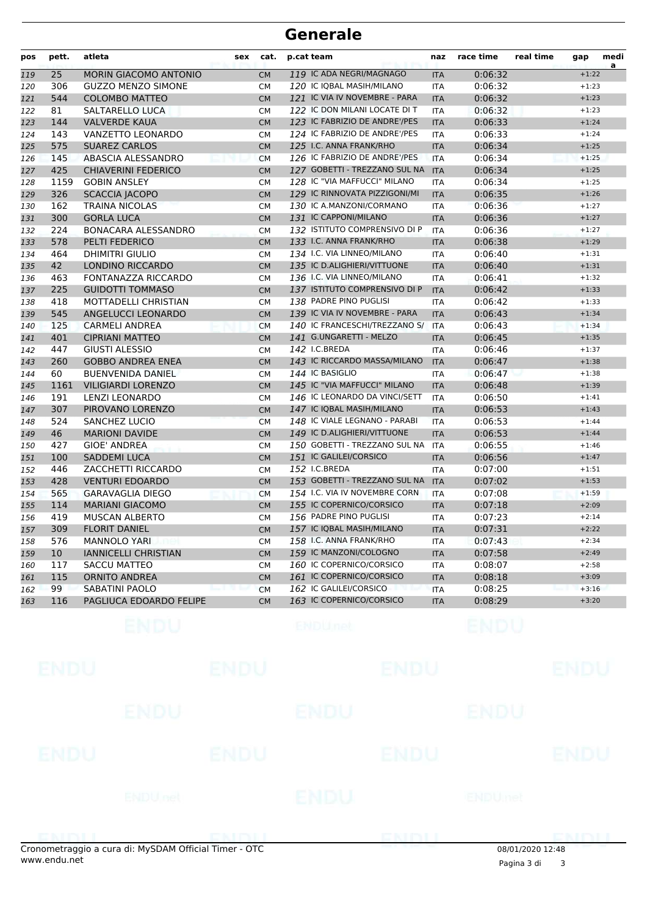# Generale

| pos | pett. | atleta | sex | cat. | p.cat | team | naz | race time | real time | gap | media |
|---|---|---|---|---|---|---|---|---|---|---|---|
| 119 | 25 | MORIN GIACOMO ANTONIO | | CM | 119 | IC ADA NEGRI/MAGNAGO | ITA | 0:06:32 | | +1:22 | |
| 120 | 306 | GUZZO MENZO SIMONE | | CM | 120 | IC IQBAL MASIH/MILANO | ITA | 0:06:32 | | +1:23 | |
| 121 | 544 | COLOMBO MATTEO | | CM | 121 | IC VIA IV NOVEMBRE - PARA | ITA | 0:06:32 | | +1:23 | |
| 122 | 81 | SALTARELLO LUCA | | CM | 122 | IC DON MILANI LOCATE DI T | ITA | 0:06:32 | | +1:23 | |
| 123 | 144 | VALVERDE KAUA | | CM | 123 | IC FABRIZIO DE ANDRE'/PES | ITA | 0:06:33 | | +1:24 | |
| 124 | 143 | VANZETTO LEONARDO | | CM | 124 | IC FABRIZIO DE ANDRE'/PES | ITA | 0:06:33 | | +1:24 | |
| 125 | 575 | SUAREZ CARLOS | | CM | 125 | I.C. ANNA FRANK/RHO | ITA | 0:06:34 | | +1:25 | |
| 126 | 145 | ABASCIA ALESSANDRO | | CM | 126 | IC FABRIZIO DE ANDRE'/PES | ITA | 0:06:34 | | +1:25 | |
| 127 | 425 | CHIAVERINI FEDERICO | | CM | 127 | GOBETTI - TREZZANO SUL NA | ITA | 0:06:34 | | +1:25 | |
| 128 | 1159 | GOBIN ANSLEY | | CM | 128 | IC "VIA MAFFUCCI" MILANO | ITA | 0:06:34 | | +1:25 | |
| 129 | 326 | SCACCIA JACOPO | | CM | 129 | IC RINNOVATA PIZZIGONI/MI | ITA | 0:06:35 | | +1:26 | |
| 130 | 162 | TRAINA NICOLAS | | CM | 130 | IC A.MANZONI/CORMANO | ITA | 0:06:36 | | +1:27 | |
| 131 | 300 | GORLA LUCA | | CM | 131 | IC CAPPONI/MILANO | ITA | 0:06:36 | | +1:27 | |
| 132 | 224 | BONACARA ALESSANDRO | | CM | 132 | ISTITUTO COMPRENSIVO DI P | ITA | 0:06:36 | | +1:27 | |
| 133 | 578 | PELTI FEDERICO | | CM | 133 | I.C. ANNA FRANK/RHO | ITA | 0:06:38 | | +1:29 | |
| 134 | 464 | DHIMITRI GIULIO | | CM | 134 | I.C. VIA LINNEO/MILANO | ITA | 0:06:40 | | +1:31 | |
| 135 | 42 | LONDINO RICCARDO | | CM | 135 | IC D.ALIGHIERI/VITTUONE | ITA | 0:06:40 | | +1:31 | |
| 136 | 463 | FONTANAZZA RICCARDO | | CM | 136 | I.C. VIA LINNEO/MILANO | ITA | 0:06:41 | | +1:32 | |
| 137 | 225 | GUIDOTTI TOMMASO | | CM | 137 | ISTITUTO COMPRENSIVO DI P | ITA | 0:06:42 | | +1:33 | |
| 138 | 418 | MOTTADELLI CHRISTIAN | | CM | 138 | PADRE PINO PUGLISI | ITA | 0:06:42 | | +1:33 | |
| 139 | 545 | ANGELUCCI LEONARDO | | CM | 139 | IC VIA IV NOVEMBRE - PARA | ITA | 0:06:43 | | +1:34 | |
| 140 | 125 | CARMELI ANDREA | | CM | 140 | IC FRANCESCHI/TREZZANO S/ | ITA | 0:06:43 | | +1:34 | |
| 141 | 401 | CIPRIANI MATTEO | | CM | 141 | G.UNGARETTI - MELZO | ITA | 0:06:45 | | +1:35 | |
| 142 | 447 | GIUSTI ALESSIO | | CM | 142 | I.C.BREDA | ITA | 0:06:46 | | +1:37 | |
| 143 | 260 | GOBBO ANDREA ENEA | | CM | 143 | IC RICCARDO MASSA/MILANO | ITA | 0:06:47 | | +1:38 | |
| 144 | 60 | BUENVENIDA DANIEL | | CM | 144 | IC BASIGLIO | ITA | 0:06:47 | | +1:38 | |
| 145 | 1161 | VILIGIARDI LORENZO | | CM | 145 | IC "VIA MAFFUCCI" MILANO | ITA | 0:06:48 | | +1:39 | |
| 146 | 191 | LENZI LEONARDO | | CM | 146 | IC LEONARDO DA VINCI/SETT | ITA | 0:06:50 | | +1:41 | |
| 147 | 307 | PIROVANO LORENZO | | CM | 147 | IC IQBAL MASIH/MILANO | ITA | 0:06:53 | | +1:43 | |
| 148 | 524 | SANCHEZ LUCIO | | CM | 148 | IC VIALE LEGNANO - PARABI | ITA | 0:06:53 | | +1:44 | |
| 149 | 46 | MARIONI DAVIDE | | CM | 149 | IC D.ALIGHIERI/VITTUONE | ITA | 0:06:53 | | +1:44 | |
| 150 | 427 | GIOE' ANDREA | | CM | 150 | GOBETTI - TREZZANO SUL NA | ITA | 0:06:55 | | +1:46 | |
| 151 | 100 | SADDEMI LUCA | | CM | 151 | IC GALILEI/CORSICO | ITA | 0:06:56 | | +1:47 | |
| 152 | 446 | ZACCHETTI RICCARDO | | CM | 152 | I.C.BREDA | ITA | 0:07:00 | | +1:51 | |
| 153 | 428 | VENTURI EDOARDO | | CM | 153 | GOBETTI - TREZZANO SUL NA | ITA | 0:07:02 | | +1:53 | |
| 154 | 565 | GARAVAGLIA DIEGO | | CM | 154 | I.C. VIA IV NOVEMBRE CORN | ITA | 0:07:08 | | +1:59 | |
| 155 | 114 | MARIANI GIACOMO | | CM | 155 | IC COPERNICO/CORSICO | ITA | 0:07:18 | | +2:09 | |
| 156 | 419 | MUSCAN ALBERTO | | CM | 156 | PADRE PINO PUGLISI | ITA | 0:07:23 | | +2:14 | |
| 157 | 309 | FLORIT DANIEL | | CM | 157 | IC IQBAL MASIH/MILANO | ITA | 0:07:31 | | +2:22 | |
| 158 | 576 | MANNOLO YARI | | CM | 158 | I.C. ANNA FRANK/RHO | ITA | 0:07:43 | | +2:34 | |
| 159 | 10 | IANNICELLI CHRISTIAN | | CM | 159 | IC MANZONI/COLOGNO | ITA | 0:07:58 | | +2:49 | |
| 160 | 117 | SACCU MATTEO | | CM | 160 | IC COPERNICO/CORSICO | ITA | 0:08:07 | | +2:58 | |
| 161 | 115 | ORNITO ANDREA | | CM | 161 | IC COPERNICO/CORSICO | ITA | 0:08:18 | | +3:09 | |
| 162 | 99 | SABATINI PAOLO | | CM | 162 | IC GALILEI/CORSICO | ITA | 0:08:25 | | +3:16 | |
| 163 | 116 | PAGLIUCA EDOARDO FELIPE | | CM | 163 | IC COPERNICO/CORSICO | ITA | 0:08:29 | | +3:20 | |

Cronometraggio a cura di: MySDAM Official Timer - OTC
www.endu.net

08/01/2020 12:48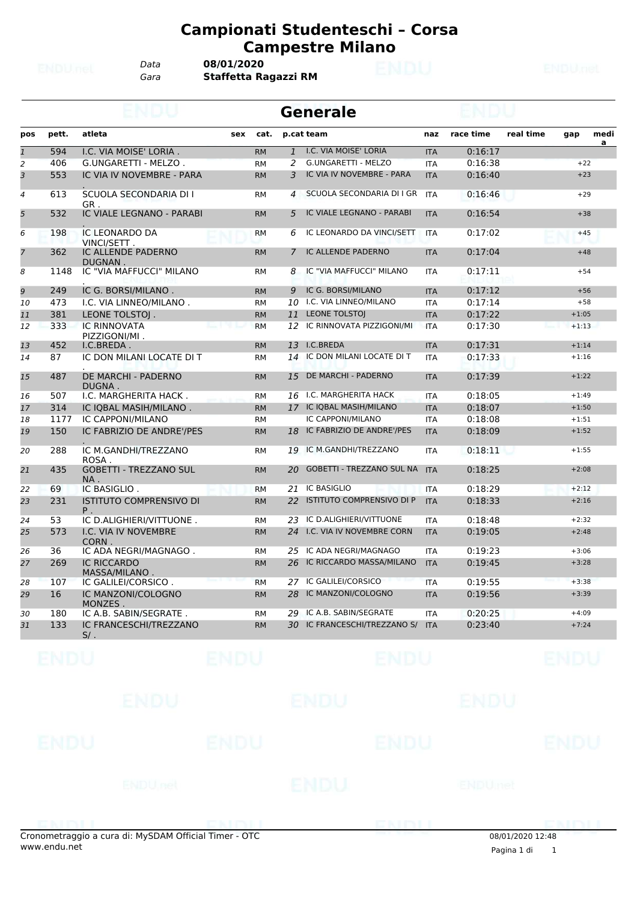# Campionati Studenteschi – Corsa Campestre Milano

Data **08/01/2020**
Gara **Staffetta Ragazzi RM**

## Generale

| pos | pett. | atleta | sex | cat. | p.cat | team | naz | race time | real time | gap | media |
|---|---|---|---|---|---|---|---|---|---|---|---|
| 1 | 594 | I.C. VIA MOISE' LORIA . | | RM | 1 | I.C. VIA MOISE' LORIA | ITA | 0:16:17 | | | |
| 2 | 406 | G.UNGARETTI - MELZO . | | RM | 2 | G.UNGARETTI - MELZO | ITA | 0:16:38 | | +22 | |
| 3 | 553 | IC VIA IV NOVEMBRE - PARA . | | RM | 3 | IC VIA IV NOVEMBRE - PARA | ITA | 0:16:40 | | +23 | |
| 4 | 613 | SCUOLA SECONDARIA DI I GR . | | RM | 4 | SCUOLA SECONDARIA DI I GR | ITA | 0:16:46 | | +29 | |
| 5 | 532 | IC VIALE LEGNANO - PARABI . | | RM | 5 | IC VIALE LEGNANO - PARABI | ITA | 0:16:54 | | +38 | |
| 6 | 198 | IC LEONARDO DA VINCI/SETT . | | RM | 6 | IC LEONARDO DA VINCI/SETT | ITA | 0:17:02 | | +45 | |
| 7 | 362 | IC ALLENDE PADERNO DUGNAN . | | RM | 7 | IC ALLENDE PADERNO | ITA | 0:17:04 | | +48 | |
| 8 | 1148 | IC "VIA MAFFUCCI" MILANO . | | RM | 8 | IC "VIA MAFFUCCI" MILANO | ITA | 0:17:11 | | +54 | |
| 9 | 249 | IC G. BORSI/MILANO . | | RM | 9 | IC G. BORSI/MILANO | ITA | 0:17:12 | | +56 | |
| 10 | 473 | I.C. VIA LINNEO/MILANO . | | RM | 10 | I.C. VIA LINNEO/MILANO | ITA | 0:17:14 | | +58 | |
| 11 | 381 | LEONE TOLSTOJ . | | RM | 11 | LEONE TOLSTOJ | ITA | 0:17:22 | | +1:05 | |
| 12 | 333 | IC RINNOVATA PIZZIGONI/MI . | | RM | 12 | IC RINNOVATA PIZZIGONI/MI | ITA | 0:17:30 | | +1:13 | |
| 13 | 452 | I.C.BREDA . | | RM | 13 | I.C.BREDA | ITA | 0:17:31 | | +1:14 | |
| 14 | 87 | IC DON MILANI LOCATE DI T . | | RM | 14 | IC DON MILANI LOCATE DI T | ITA | 0:17:33 | | +1:16 | |
| 15 | 487 | DE MARCHI - PADERNO DUGNA . | | RM | 15 | DE MARCHI - PADERNO | ITA | 0:17:39 | | +1:22 | |
| 16 | 507 | I.C. MARGHERITA HACK . | | RM | 16 | I.C. MARGHERITA HACK | ITA | 0:18:05 | | +1:49 | |
| 17 | 314 | IC IQBAL MASIH/MILANO . | | RM | 17 | IC IQBAL MASIH/MILANO | ITA | 0:18:07 | | +1:50 | |
| 18 | 1177 | IC CAPPONI/MILANO | | RM | | IC CAPPONI/MILANO | ITA | 0:18:08 | | +1:51 | |
| 19 | 150 | IC FABRIZIO DE ANDRE'/PES . | | RM | 18 | IC FABRIZIO DE ANDRE'/PES | ITA | 0:18:09 | | +1:52 | |
| 20 | 288 | IC M.GANDHI/TREZZANO ROSA . | | RM | 19 | IC M.GANDHI/TREZZANO | ITA | 0:18:11 | | +1:55 | |
| 21 | 435 | GOBETTI - TREZZANO SUL NA . | | RM | 20 | GOBETTI - TREZZANO SUL NA | ITA | 0:18:25 | | +2:08 | |
| 22 | 69 | IC BASIGLIO . | | RM | 21 | IC BASIGLIO | ITA | 0:18:29 | | +2:12 | |
| 23 | 231 | ISTITUTO COMPRENSIVO DI P . | | RM | 22 | ISTITUTO COMPRENSIVO DI P | ITA | 0:18:33 | | +2:16 | |
| 24 | 53 | IC D.ALIGHIERI/VITTUONE . | | RM | 23 | IC D.ALIGHIERI/VITTUONE | ITA | 0:18:48 | | +2:32 | |
| 25 | 573 | I.C. VIA IV NOVEMBRE CORN . | | RM | 24 | I.C. VIA IV NOVEMBRE CORN | ITA | 0:19:05 | | +2:48 | |
| 26 | 36 | IC ADA NEGRI/MAGNAGO . | | RM | 25 | IC ADA NEGRI/MAGNAGO | ITA | 0:19:23 | | +3:06 | |
| 27 | 269 | IC RICCARDO MASSA/MILANO . | | RM | 26 | IC RICCARDO MASSA/MILANO | ITA | 0:19:45 | | +3:28 | |
| 28 | 107 | IC GALILEI/CORSICO . | | RM | 27 | IC GALILEI/CORSICO | ITA | 0:19:55 | | +3:38 | |
| 29 | 16 | IC MANZONI/COLOGNO MONZES . | | RM | 28 | IC MANZONI/COLOGNO | ITA | 0:19:56 | | +3:39 | |
| 30 | 180 | IC A.B. SABIN/SEGRATE . | | RM | 29 | IC A.B. SABIN/SEGRATE | ITA | 0:20:25 | | +4:09 | |
| 31 | 133 | IC FRANCESCHI/TREZZANO S/ . | | RM | 30 | IC FRANCESCHI/TREZZANO S/ | ITA | 0:23:40 | | +7:24 | |

Cronometraggio a cura di: MySDAM Official Timer - OTC
www.endu.net

08/01/2020 12:48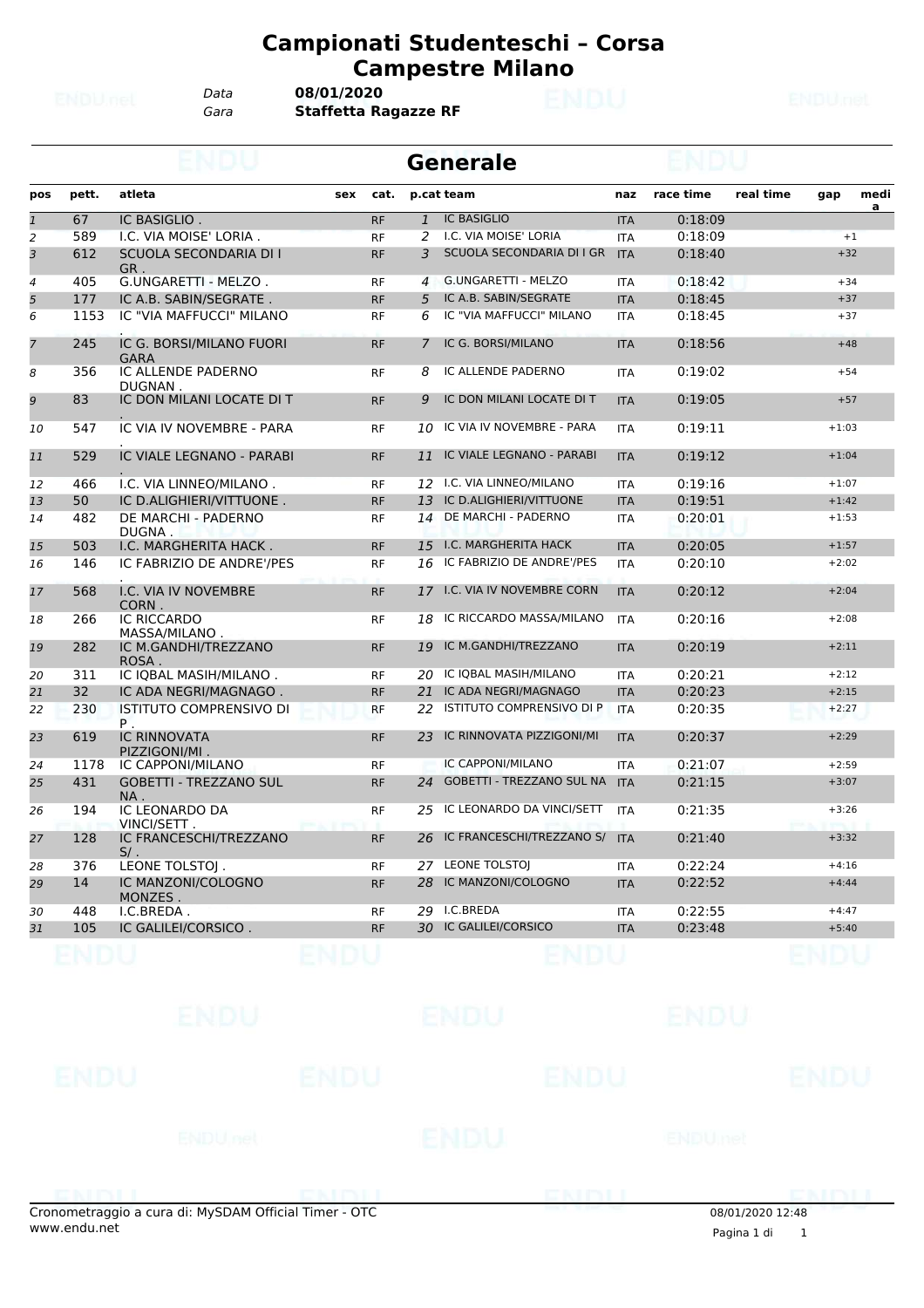# Campionati Studenteschi – Corsa Campestre Milano

Data **08/01/2020**
Gara **Staffetta Ragazze RF**

## Generale

| pos | pett. | atleta | sex | cat. | p.cat | team | naz | race time | real time | gap | media |
|---|---|---|---|---|---|---|---|---|---|---|---|
| 1 | 67 | IC BASIGLIO . | | RF | 1 | IC BASIGLIO | ITA | 0:18:09 | | | |
| 2 | 589 | I.C. VIA MOISE' LORIA . | | RF | 2 | I.C. VIA MOISE' LORIA | ITA | 0:18:09 | | +1 | |
| 3 | 612 | SCUOLA SECONDARIA DI I GR . | | RF | 3 | SCUOLA SECONDARIA DI I GR | ITA | 0:18:40 | | +32 | |
| 4 | 405 | G.UNGARETTI - MELZO . | | RF | 4 | G.UNGARETTI - MELZO | ITA | 0:18:42 | | +34 | |
| 5 | 177 | IC A.B. SABIN/SEGRATE . | | RF | 5 | IC A.B. SABIN/SEGRATE | ITA | 0:18:45 | | +37 | |
| 6 | 1153 | IC "VIA MAFFUCCI" MILANO . | | RF | 6 | IC "VIA MAFFUCCI" MILANO | ITA | 0:18:45 | | +37 | |
| 7 | 245 | IC G. BORSI/MILANO FUORI GARA | | RF | 7 | IC G. BORSI/MILANO | ITA | 0:18:56 | | +48 | |
| 8 | 356 | IC ALLENDE PADERNO DUGNAN . | | RF | 8 | IC ALLENDE PADERNO | ITA | 0:19:02 | | +54 | |
| 9 | 83 | IC DON MILANI LOCATE DI T . | | RF | 9 | IC DON MILANI LOCATE DI T | ITA | 0:19:05 | | +57 | |
| 10 | 547 | IC VIA IV NOVEMBRE - PARA . | | RF | 10 | IC VIA IV NOVEMBRE - PARA | ITA | 0:19:11 | | +1:03 | |
| 11 | 529 | IC VIALE LEGNANO - PARABI . | | RF | 11 | IC VIALE LEGNANO - PARABI | ITA | 0:19:12 | | +1:04 | |
| 12 | 466 | I.C. VIA LINNEO/MILANO . | | RF | 12 | I.C. VIA LINNEO/MILANO | ITA | 0:19:16 | | +1:07 | |
| 13 | 50 | IC D.ALIGHIERI/VITTUONE . | | RF | 13 | IC D.ALIGHIERI/VITTUONE | ITA | 0:19:51 | | +1:42 | |
| 14 | 482 | DE MARCHI - PADERNO DUGNA . | | RF | 14 | DE MARCHI - PADERNO | ITA | 0:20:01 | | +1:53 | |
| 15 | 503 | I.C. MARGHERITA HACK . | | RF | 15 | I.C. MARGHERITA HACK | ITA | 0:20:05 | | +1:57 | |
| 16 | 146 | IC FABRIZIO DE ANDRE'/PES . | | RF | 16 | IC FABRIZIO DE ANDRE'/PES | ITA | 0:20:10 | | +2:02 | |
| 17 | 568 | I.C. VIA IV NOVEMBRE CORN . | | RF | 17 | I.C. VIA IV NOVEMBRE CORN | ITA | 0:20:12 | | +2:04 | |
| 18 | 266 | IC RICCARDO MASSA/MILANO . | | RF | 18 | IC RICCARDO MASSA/MILANO | ITA | 0:20:16 | | +2:08 | |
| 19 | 282 | IC M.GANDHI/TREZZANO ROSA . | | RF | 19 | IC M.GANDHI/TREZZANO | ITA | 0:20:19 | | +2:11 | |
| 20 | 311 | IC IQBAL MASIH/MILANO . | | RF | 20 | IC IQBAL MASIH/MILANO | ITA | 0:20:21 | | +2:12 | |
| 21 | 32 | IC ADA NEGRI/MAGNAGO . | | RF | 21 | IC ADA NEGRI/MAGNAGO | ITA | 0:20:23 | | +2:15 | |
| 22 | 230 | ISTITUTO COMPRENSIVO DI P . | | RF | 22 | ISTITUTO COMPRENSIVO DI P | ITA | 0:20:35 | | +2:27 | |
| 23 | 619 | IC RINNOVATA PIZZIGONI/MI . | | RF | 23 | IC RINNOVATA PIZZIGONI/MI | ITA | 0:20:37 | | +2:29 | |
| 24 | 1178 | IC CAPPONI/MILANO | | RF | | IC CAPPONI/MILANO | ITA | 0:21:07 | | +2:59 | |
| 25 | 431 | GOBETTI - TREZZANO SUL NA . | | RF | 24 | GOBETTI - TREZZANO SUL NA | ITA | 0:21:15 | | +3:07 | |
| 26 | 194 | IC LEONARDO DA VINCI/SETT . | | RF | 25 | IC LEONARDO DA VINCI/SETT | ITA | 0:21:35 | | +3:26 | |
| 27 | 128 | IC FRANCESCHI/TREZZANO S/ . | | RF | 26 | IC FRANCESCHI/TREZZANO S/ | ITA | 0:21:40 | | +3:32 | |
| 28 | 376 | LEONE TOLSTOJ . | | RF | 27 | LEONE TOLSTOJ | ITA | 0:22:24 | | +4:16 | |
| 29 | 14 | IC MANZONI/COLOGNO MONZES . | | RF | 28 | IC MANZONI/COLOGNO | ITA | 0:22:52 | | +4:44 | |
| 30 | 448 | I.C.BREDA . | | RF | 29 | I.C.BREDA | ITA | 0:22:55 | | +4:47 | |
| 31 | 105 | IC GALILEI/CORSICO . | | RF | 30 | IC GALILEI/CORSICO | ITA | 0:23:48 | | +5:40 | |

Cronometraggio a cura di: MySDAM Official Timer - OTC
www.endu.net

08/01/2020 12:48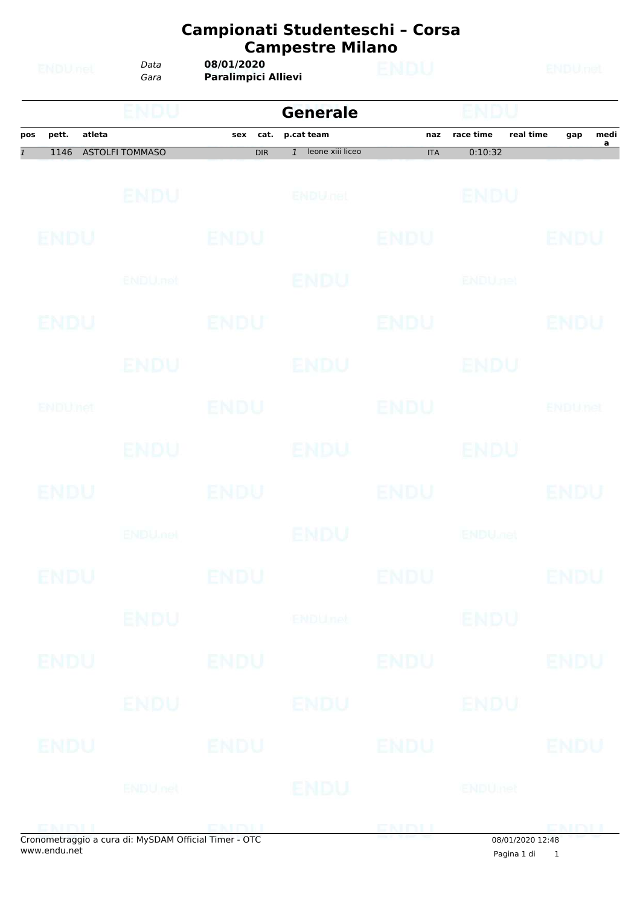# Campionati Studenteschi – Corsa Campestre Milano

*Data* **08/01/2020**
*Gara* **Paralimpici Allievi**

## Generale

| pos | pett. | atleta | sex | cat. | p.cat | team | naz | race time | real time | gap | media |
|---|---|---|---|---|---|---|---|---|---|---|---|
| *1* | 1146 | ASTOLFI TOMMASO | | DIR | *1* | leone xiii liceo | ITA | 0:10:32 | | | |

Cronometraggio a cura di: MySDAM Official Timer - OTC
www.endu.net

08/01/2020 12:48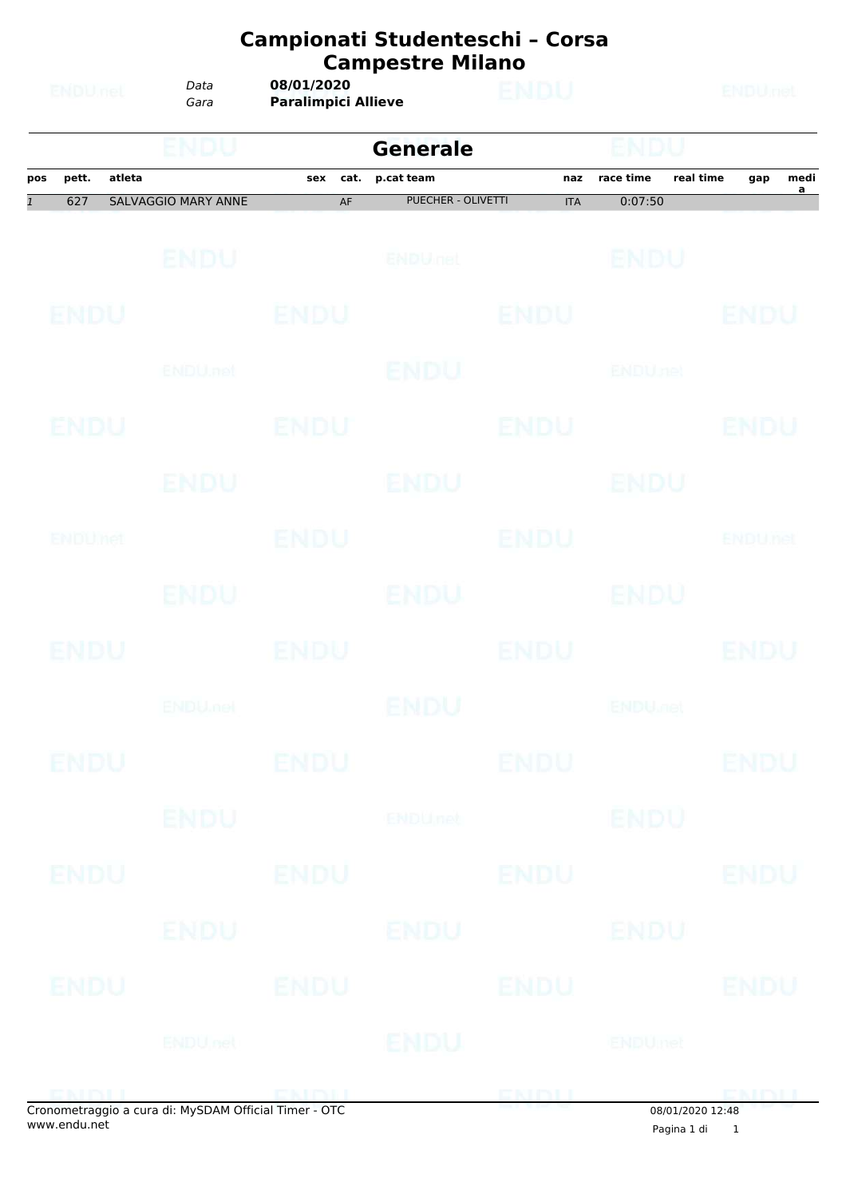# Campionati Studenteschi – Corsa Campestre Milano

*Data* **08/01/2020**
*Gara* **Paralimpici Allieve**

## Generale

| pos | pett. | atleta | sex | cat. | p.cat team | naz | race time | real time | gap | media |
|---|---|---|---|---|---|---|---|---|---|---|
| *1* | 627 | SALVAGGIO MARY ANNE | | AF | PUECHER - OLIVETTI | ITA | 0:07:50 | | | |

Cronometraggio a cura di: MySDAM Official Timer - OTC
www.endu.net

08/01/2020 12:48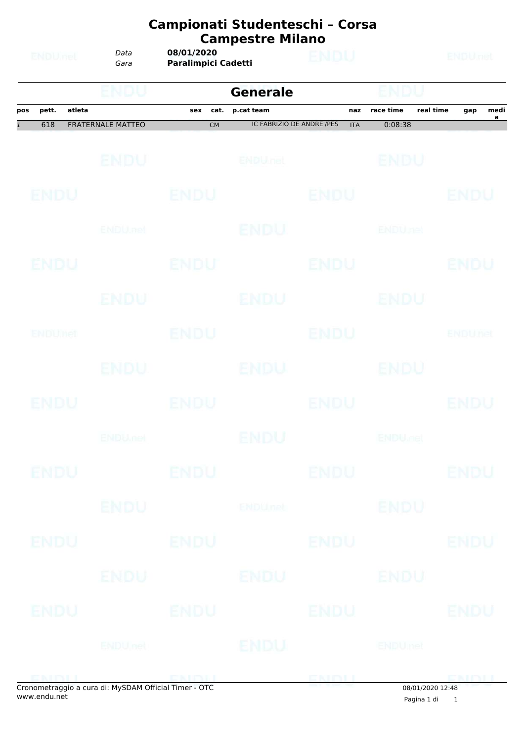# Campionati Studenteschi – Corsa Campestre Milano

*Data* **08/01/2020**
*Gara* **Paralimpici Cadetti**

## Generale

| pos | pett. | atleta | sex | cat. | p.cat | team | naz | race time | real time | gap | media |
|---|---|---|---|---|---|---|---|---|---|---|---|
| 1 | 618 | FRATERNALE MATTEO | | CM | | IC FABRIZIO DE ANDRE'/PES | ITA | 0:08:38 | | | |

Cronometraggio a cura di: MySDAM Official Timer - OTC
www.endu.net

08/01/2020 12:48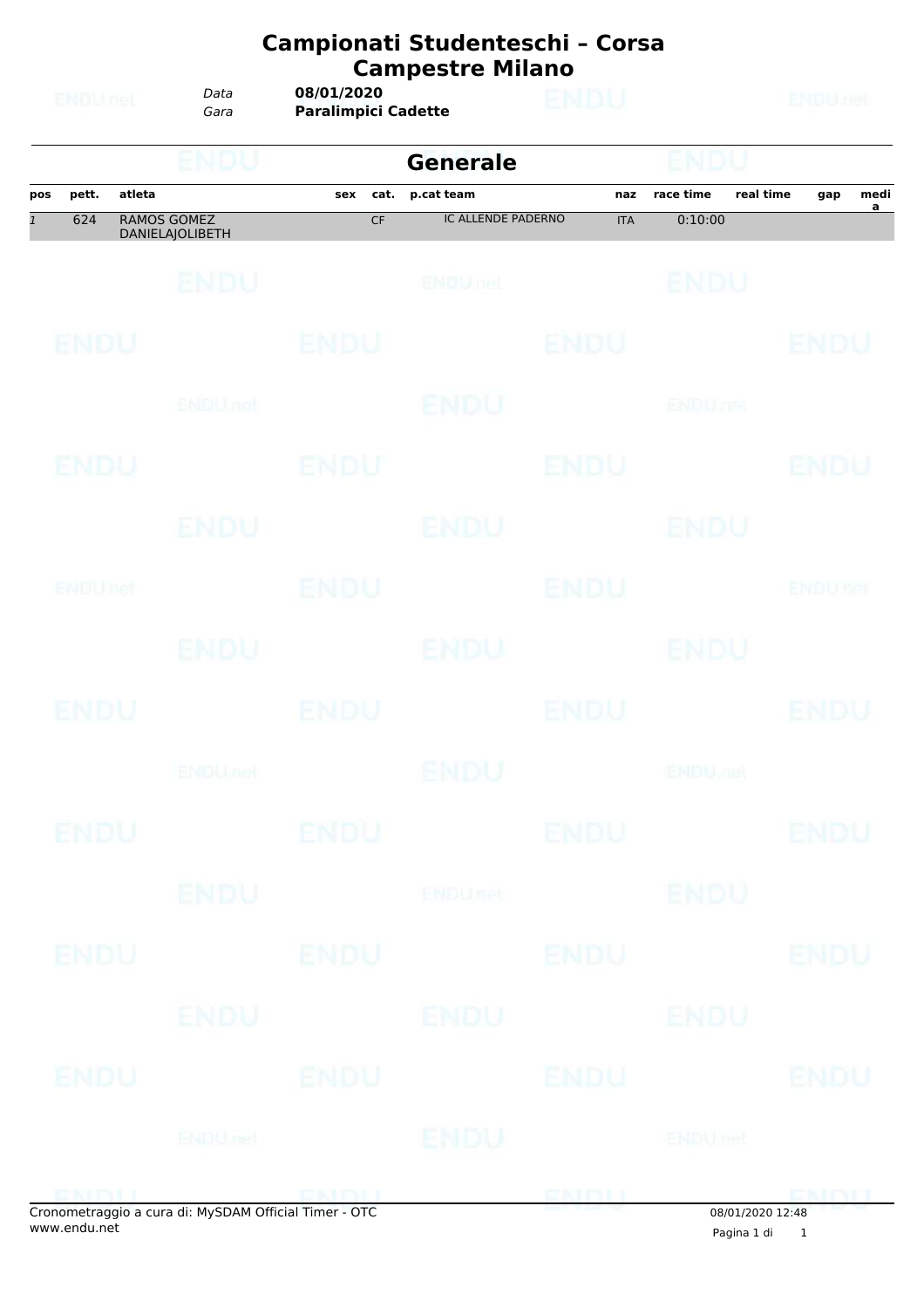# Campionati Studenteschi – Corsa Campestre Milano

*Data* **08/01/2020**
*Gara* **Paralimpici Cadette**

## Generale

| pos | pett. | atleta | sex | cat. | p.cat | team | naz | race time | real time | gap | media |
|---|---|---|---|---|---|---|---|---|---|---|---|
| *1* | 624 | RAMOS GOMEZ DANIELAJOLIBETH | | CF | | IC ALLENDE PADERNO | ITA | 0:10:00 | | | |

Cronometraggio a cura di: MySDAM Official Timer - OTC
www.endu.net

08/01/2020 12:48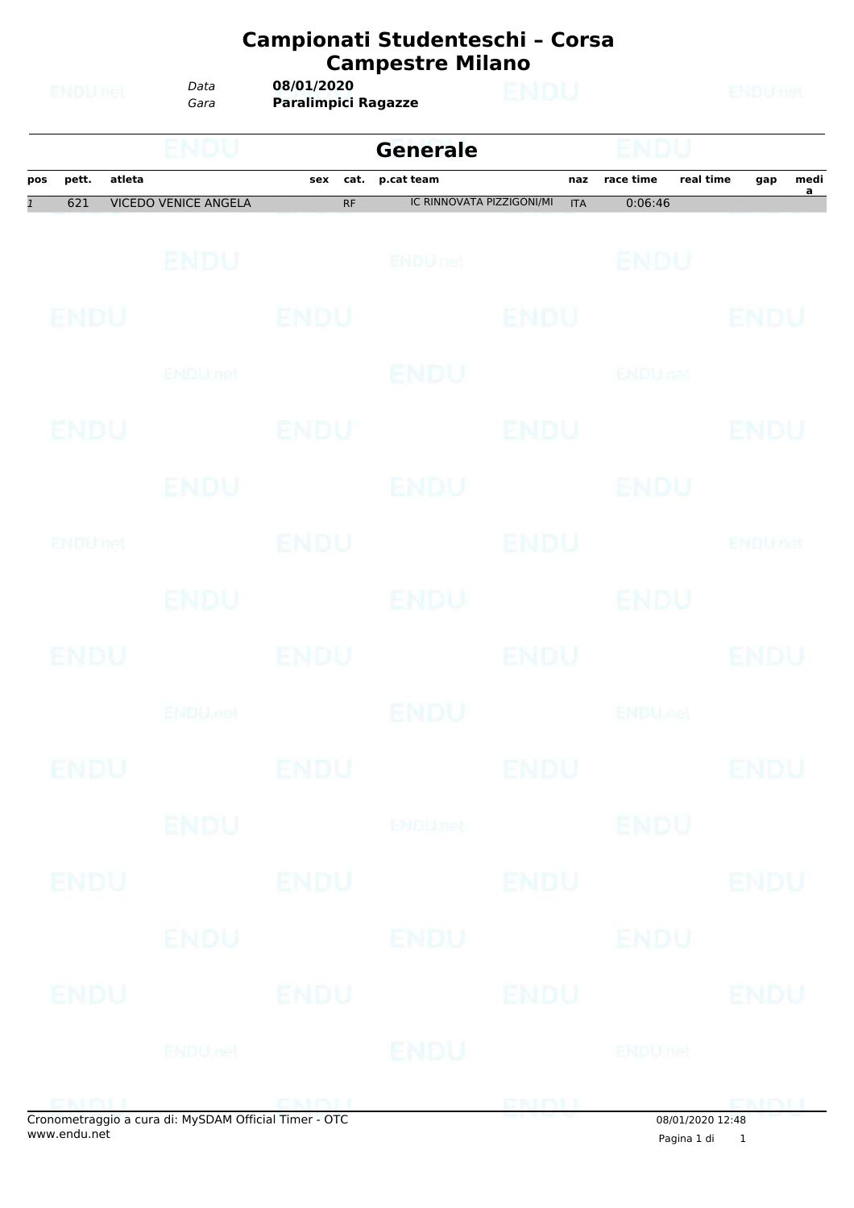# Campionati Studenteschi – Corsa Campestre Milano

*Data* **08/01/2020**
*Gara* **Paralimpici Ragazze**

## Generale

| pos | pett. | atleta | sex | cat. | p.cat | team | naz | race time | real time | gap | media |
|---|---|---|---|---|---|---|---|---|---|---|---|
| *1* | 621 | VICEDO VENICE ANGELA | | RF | | IC RINNOVATA PIZZIGONI/MI | ITA | 0:06:46 | | | |

Cronometraggio a cura di: MySDAM Official Timer - OTC
www.endu.net

08/01/2020 12:48